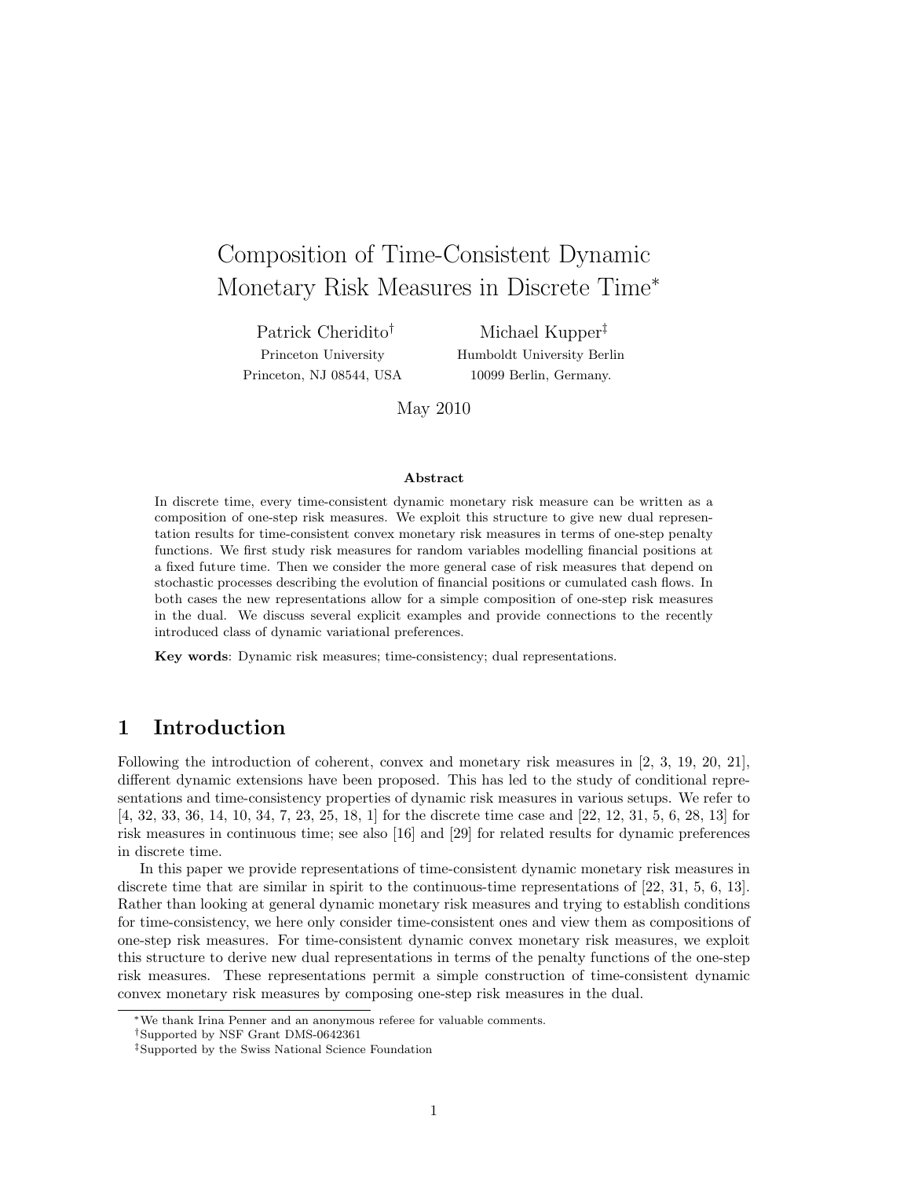# Composition of Time-Consistent Dynamic Monetary Risk Measures in Discrete Time*

Patrick Cheridito†
Princeton University
Princeton, NJ 08544, USA

Michael Kupper‡
Humboldt University Berlin
10099 Berlin, Germany.

May 2010

### Abstract

In discrete time, every time-consistent dynamic monetary risk measure can be written as a composition of one-step risk measures. We exploit this structure to give new dual representation results for time-consistent convex monetary risk measures in terms of one-step penalty functions. We first study risk measures for random variables modelling financial positions at a fixed future time. Then we consider the more general case of risk measures that depend on stochastic processes describing the evolution of financial positions or cumulated cash flows. In both cases the new representations allow for a simple composition of one-step risk measures in the dual. We discuss several explicit examples and provide connections to the recently introduced class of dynamic variational preferences.

**Key words**: Dynamic risk measures; time-consistency; dual representations.

## 1 Introduction

Following the introduction of coherent, convex and monetary risk measures in [2, 3, 19, 20, 21], different dynamic extensions have been proposed. This has led to the study of conditional representations and time-consistency properties of dynamic risk measures in various setups. We refer to [4, 32, 33, 36, 14, 10, 34, 7, 23, 25, 18, 1] for the discrete time case and [22, 12, 31, 5, 6, 28, 13] for risk measures in continuous time; see also [16] and [29] for related results for dynamic preferences in discrete time.

In this paper we provide representations of time-consistent dynamic monetary risk measures in discrete time that are similar in spirit to the continuous-time representations of [22, 31, 5, 6, 13]. Rather than looking at general dynamic monetary risk measures and trying to establish conditions for time-consistency, we here only consider time-consistent ones and view them as compositions of one-step risk measures. For time-consistent dynamic convex monetary risk measures, we exploit this structure to derive new dual representations in terms of the penalty functions of the one-step risk measures. These representations permit a simple construction of time-consistent dynamic convex monetary risk measures by composing one-step risk measures in the dual.

---

*We thank Irina Penner and an anonymous referee for valuable comments.

†Supported by NSF Grant DMS-0642361

‡Supported by the Swiss National Science Foundation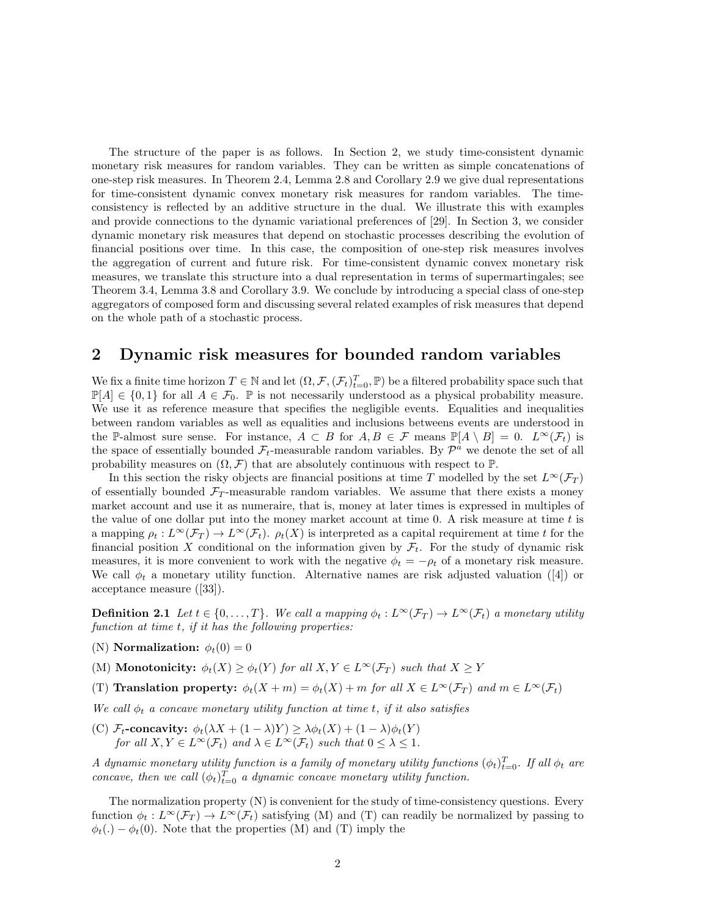The structure of the paper is as follows. In Section 2, we study time-consistent dynamic monetary risk measures for random variables. They can be written as simple concatenations of one-step risk measures. In Theorem 2.4, Lemma 2.8 and Corollary 2.9 we give dual representations for time-consistent dynamic convex monetary risk measures for random variables. The time-consistency is reflected by an additive structure in the dual. We illustrate this with examples and provide connections to the dynamic variational preferences of [29]. In Section 3, we consider dynamic monetary risk measures that depend on stochastic processes describing the evolution of financial positions over time. In this case, the composition of one-step risk measures involves the aggregation of current and future risk. For time-consistent dynamic convex monetary risk measures, we translate this structure into a dual representation in terms of supermartingales; see Theorem 3.4, Lemma 3.8 and Corollary 3.9. We conclude by introducing a special class of one-step aggregators of composed form and discussing several related examples of risk measures that depend on the whole path of a stochastic process.

## 2 Dynamic risk measures for bounded random variables

We fix a finite time horizon $T \in \mathbb{N}$ and let $(\Omega, \mathcal{F}, (\mathcal{F}_t)_{t=0}^T, \mathbb{P})$ be a filtered probability space such that $\mathbb{P}[A] \in \{0,1\}$ for all $A \in \mathcal{F}_0$. $\mathbb{P}$ is not necessarily understood as a physical probability measure. We use it as reference measure that specifies the negligible events. Equalities and inequalities between random variables as well as equalities and inclusions betweens events are understood in the $\mathbb{P}$-almost sure sense. For instance, $A \subset B$ for $A, B \in \mathcal{F}$ means $\mathbb{P}[A \setminus B] = 0$. $L^\infty(\mathcal{F}_t)$ is the space of essentially bounded $\mathcal{F}_t$-measurable random variables. By $\mathcal{P}^a$ we denote the set of all probability measures on $(\Omega, \mathcal{F})$ that are absolutely continuous with respect to $\mathbb{P}$.

In this section the risky objects are financial positions at time $T$ modelled by the set $L^\infty(\mathcal{F}_T)$ of essentially bounded $\mathcal{F}_T$-measurable random variables. We assume that there exists a money market account and use it as numeraire, that is, money at later times is expressed in multiples of the value of one dollar put into the money market account at time 0. A risk measure at time $t$ is a mapping $\rho_t : L^\infty(\mathcal{F}_T) \to L^\infty(\mathcal{F}_t)$. $\rho_t(X)$ is interpreted as a capital requirement at time $t$ for the financial position $X$ conditional on the information given by $\mathcal{F}_t$. For the study of dynamic risk measures, it is more convenient to work with the negative $\phi_t = -\rho_t$ of a monetary risk measure. We call $\phi_t$ a monetary utility function. Alternative names are risk adjusted valuation ([4]) or acceptance measure ([33]).

**Definition 2.1** *Let $t \in \{0, \ldots, T\}$. We call a mapping $\phi_t : L^\infty(\mathcal{F}_T) \to L^\infty(\mathcal{F}_t)$ a monetary utility function at time $t$, if it has the following properties:*

(N) **Normalization:** $\phi_t(0) = 0$

(M) **Monotonicity:** $\phi_t(X) \geq \phi_t(Y)$ *for all* $X, Y \in L^\infty(\mathcal{F}_T)$ *such that* $X \geq Y$

(T) **Translation property:** $\phi_t(X + m) = \phi_t(X) + m$ *for all* $X \in L^\infty(\mathcal{F}_T)$ *and* $m \in L^\infty(\mathcal{F}_t)$

*We call $\phi_t$ a concave monetary utility function at time $t$, if it also satisfies*

(C) $\mathcal{F}_t$**-concavity:** $\phi_t(\lambda X + (1-\lambda)Y) \geq \lambda \phi_t(X) + (1-\lambda)\phi_t(Y)$
*for all* $X, Y \in L^\infty(\mathcal{F}_t)$ *and* $\lambda \in L^\infty(\mathcal{F}_t)$ *such that* $0 \leq \lambda \leq 1$.

*A dynamic monetary utility function is a family of monetary utility functions $(\phi_t)_{t=0}^T$. If all $\phi_t$ are concave, then we call $(\phi_t)_{t=0}^T$ a dynamic concave monetary utility function.*

The normalization property (N) is convenient for the study of time-consistency questions. Every function $\phi_t : L^\infty(\mathcal{F}_T) \to L^\infty(\mathcal{F}_t)$ satisfying (M) and (T) can readily be normalized by passing to $\phi_t(.) - \phi_t(0)$. Note that the properties (M) and (T) imply the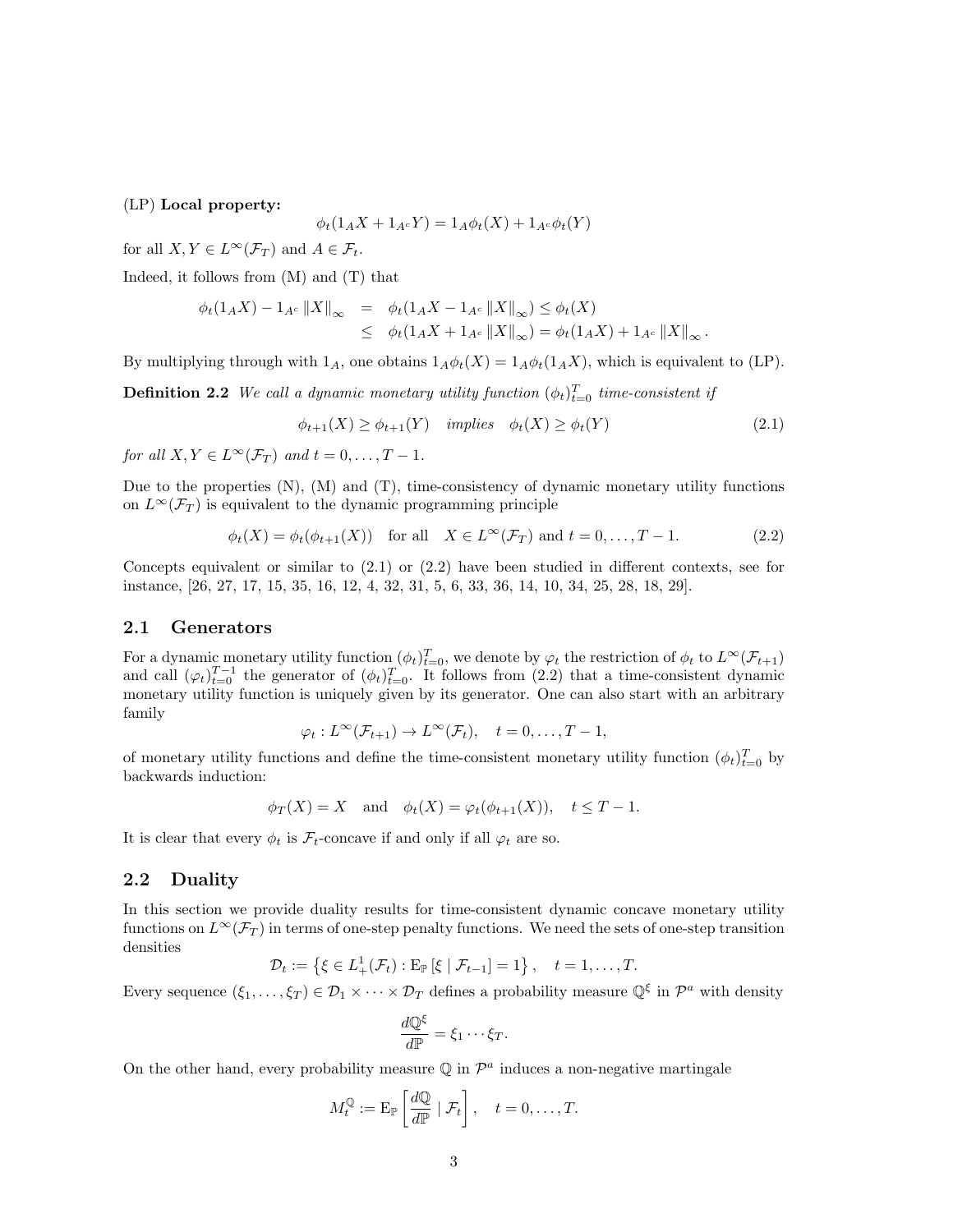(LP) **Local property:**

$$\phi_t(1_A X + 1_{A^c} Y) = 1_A \phi_t(X) + 1_{A^c} \phi_t(Y)$$

for all $X, Y \in L^\infty(\mathcal{F}_T)$ and $A \in \mathcal{F}_t$.

Indeed, it follows from (M) and (T) that

$$\begin{aligned}
\phi_t(1_A X) - 1_{A^c} \|X\|_\infty &= \phi_t(1_A X - 1_{A^c} \|X\|_\infty) \leq \phi_t(X) \\
&\leq \phi_t(1_A X + 1_{A^c} \|X\|_\infty) = \phi_t(1_A X) + 1_{A^c} \|X\|_\infty .
\end{aligned}$$

By multiplying through with $1_A$, one obtains $1_A \phi_t(X) = 1_A \phi_t(1_A X)$, which is equivalent to (LP).

**Definition 2.2** *We call a dynamic monetary utility function $(\phi_t)_{t=0}^T$ time-consistent if*

$$\phi_{t+1}(X) \geq \phi_{t+1}(Y) \quad \textit{implies} \quad \phi_t(X) \geq \phi_t(Y) \tag{2.1}$$

*for all $X, Y \in L^\infty(\mathcal{F}_T)$ and $t = 0, \dots, T-1$.*

Due to the properties (N), (M) and (T), time-consistency of dynamic monetary utility functions on $L^\infty(\mathcal{F}_T)$ is equivalent to the dynamic programming principle

$$\phi_t(X) = \phi_t(\phi_{t+1}(X)) \quad \text{for all} \quad X \in L^\infty(\mathcal{F}_T) \text{ and } t = 0, \dots, T-1. \tag{2.2}$$

Concepts equivalent or similar to (2.1) or (2.2) have been studied in different contexts, see for instance, [26, 27, 17, 15, 35, 16, 12, 4, 32, 31, 5, 6, 33, 36, 14, 10, 34, 25, 28, 18, 29].

## 2.1 Generators

For a dynamic monetary utility function $(\phi_t)_{t=0}^T$, we denote by $\varphi_t$ the restriction of $\phi_t$ to $L^\infty(\mathcal{F}_{t+1})$ and call $(\varphi_t)_{t=0}^{T-1}$ the generator of $(\phi_t)_{t=0}^T$. It follows from (2.2) that a time-consistent dynamic monetary utility function is uniquely given by its generator. One can also start with an arbitrary family

$$\varphi_t : L^\infty(\mathcal{F}_{t+1}) \to L^\infty(\mathcal{F}_t), \quad t = 0, \dots, T-1,$$

of monetary utility functions and define the time-consistent monetary utility function $(\phi_t)_{t=0}^T$ by backwards induction:

$$\phi_T(X) = X \quad \text{and} \quad \phi_t(X) = \varphi_t(\phi_{t+1}(X)), \quad t \leq T-1.$$

It is clear that every $\phi_t$ is $\mathcal{F}_t$-concave if and only if all $\varphi_t$ are so.

## 2.2 Duality

In this section we provide duality results for time-consistent dynamic concave monetary utility functions on $L^\infty(\mathcal{F}_T)$ in terms of one-step penalty functions. We need the sets of one-step transition densities

$$\mathcal{D}_t := \left\{ \xi \in L^1_+(\mathcal{F}_t) : \mathrm{E}_\mathbb{P}\left[\xi \mid \mathcal{F}_{t-1}\right] = 1 \right\}, \quad t = 1, \dots, T.$$

Every sequence $(\xi_1, \dots, \xi_T) \in \mathcal{D}_1 \times \dots \times \mathcal{D}_T$ defines a probability measure $\mathbb{Q}^\xi$ in $\mathcal{P}^a$ with density

$$\frac{d\mathbb{Q}^\xi}{d\mathbb{P}} = \xi_1 \cdots \xi_T.$$

On the other hand, every probability measure $\mathbb{Q}$ in $\mathcal{P}^a$ induces a non-negative martingale

$$M_t^\mathbb{Q} := \mathrm{E}_\mathbb{P}\left[\frac{d\mathbb{Q}}{d\mathbb{P}} \mid \mathcal{F}_t\right], \quad t = 0, \dots, T.$$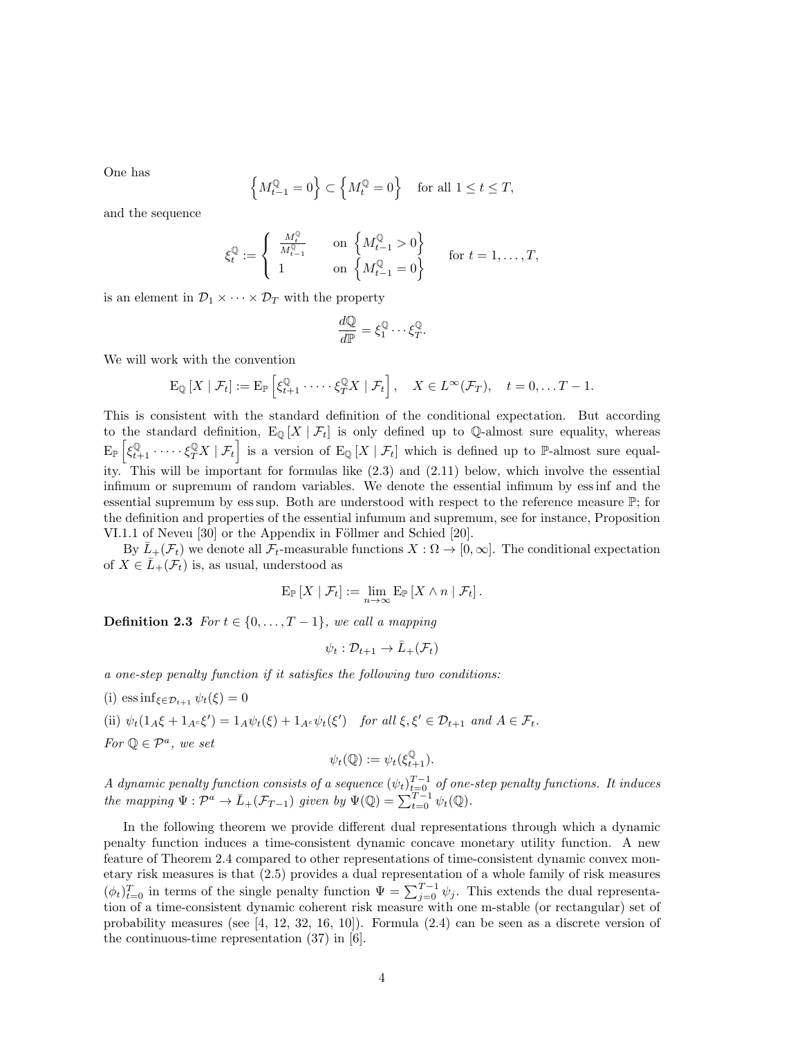One has

$$\left\{M_{t-1}^{\mathbb{Q}} = 0\right\} \subset \left\{M_t^{\mathbb{Q}} = 0\right\} \quad \text{for all } 1 \le t \le T,$$

and the sequence

$$\xi_t^{\mathbb{Q}} := \begin{cases} \frac{M_t^{\mathbb{Q}}}{M_{t-1}^{\mathbb{Q}}} & \text{on } \left\{M_{t-1}^{\mathbb{Q}} > 0\right\} \\ 1 & \text{on } \left\{M_{t-1}^{\mathbb{Q}} = 0\right\} \end{cases} \quad \text{for } t = 1, \dots, T,$$

is an element in $\mathcal{D}_1 \times \cdots \times \mathcal{D}_T$ with the property

$$\frac{d\mathbb{Q}}{d\mathbb{P}} = \xi_1^{\mathbb{Q}} \cdots \xi_T^{\mathbb{Q}}.$$

We will work with the convention

$$\mathrm{E}_{\mathbb{Q}}\left[X \mid \mathcal{F}_t\right] := \mathrm{E}_{\mathbb{P}}\left[\xi_{t+1}^{\mathbb{Q}} \cdot \dots \cdot \xi_T^{\mathbb{Q}} X \mid \mathcal{F}_t\right], \quad X \in L^\infty(\mathcal{F}_T), \quad t = 0, \dots T-1.$$

This is consistent with the standard definition of the conditional expectation. But according to the standard definition, $\mathrm{E}_{\mathbb{Q}}\left[X \mid \mathcal{F}_t\right]$ is only defined up to $\mathbb{Q}$-almost sure equality, whereas $\mathrm{E}_{\mathbb{P}}\left[\xi_{t+1}^{\mathbb{Q}} \cdot \dots \cdot \xi_T^{\mathbb{Q}} X \mid \mathcal{F}_t\right]$ is a version of $\mathrm{E}_{\mathbb{Q}}\left[X \mid \mathcal{F}_t\right]$ which is defined up to $\mathbb{P}$-almost sure equality. This will be important for formulas like (2.3) and (2.11) below, which involve the essential infimum or supremum of random variables. We denote the essential infimum by ess inf and the essential supremum by ess sup. Both are understood with respect to the reference measure $\mathbb{P}$; for the definition and properties of the essential infumum and supremum, see for instance, Proposition VI.1.1 of Neveu [30] or the Appendix in Föllmer and Schied [20].

By $\bar{L}_+(\mathcal{F}_t)$ we denote all $\mathcal{F}_t$-measurable functions $X : \Omega \to [0, \infty]$. The conditional expectation of $X \in \bar{L}_+(\mathcal{F}_t)$ is, as usual, understood as

$$\mathrm{E}_{\mathbb{P}}\left[X \mid \mathcal{F}_t\right] := \lim_{n \to \infty} \mathrm{E}_{\mathbb{P}}\left[X \wedge n \mid \mathcal{F}_t\right].$$

**Definition 2.3** *For $t \in \{0, \dots, T-1\}$, we call a mapping*

$$\psi_t : \mathcal{D}_{t+1} \to \bar{L}_+(\mathcal{F}_t)$$

*a one-step penalty function if it satisfies the following two conditions:*

(i) $\operatorname{ess\,inf}_{\xi \in \mathcal{D}_{t+1}} \psi_t(\xi) = 0$

(ii) $\psi_t(1_A \xi + 1_{A^c} \xi') = 1_A \psi_t(\xi) + 1_{A^c} \psi_t(\xi')$ *for all $\xi, \xi' \in \mathcal{D}_{t+1}$ and $A \in \mathcal{F}_t$.*

*For $\mathbb{Q} \in \mathcal{P}^a$, we set*

$$\psi_t(\mathbb{Q}) := \psi_t(\xi_{t+1}^{\mathbb{Q}}).$$

*A dynamic penalty function consists of a sequence $(\psi_t)_{t=0}^{T-1}$ of one-step penalty functions. It induces the mapping $\Psi : \mathcal{P}^a \to \bar{L}_+(\mathcal{F}_{T-1})$ given by $\Psi(\mathbb{Q}) = \sum_{t=0}^{T-1} \psi_t(\mathbb{Q})$.*

In the following theorem we provide different dual representations through which a dynamic penalty function induces a time-consistent dynamic concave monetary utility function. A new feature of Theorem 2.4 compared to other representations of time-consistent dynamic convex monetary risk measures is that (2.5) provides a dual representation of a whole family of risk measures $(\phi_t)_{t=0}^T$ in terms of the single penalty function $\Psi = \sum_{j=0}^{T-1} \psi_j$. This extends the dual representation of a time-consistent dynamic coherent risk measure with one m-stable (or rectangular) set of probability measures (see [4, 12, 32, 16, 10]). Formula (2.4) can be seen as a discrete version of the continuous-time representation (37) in [6].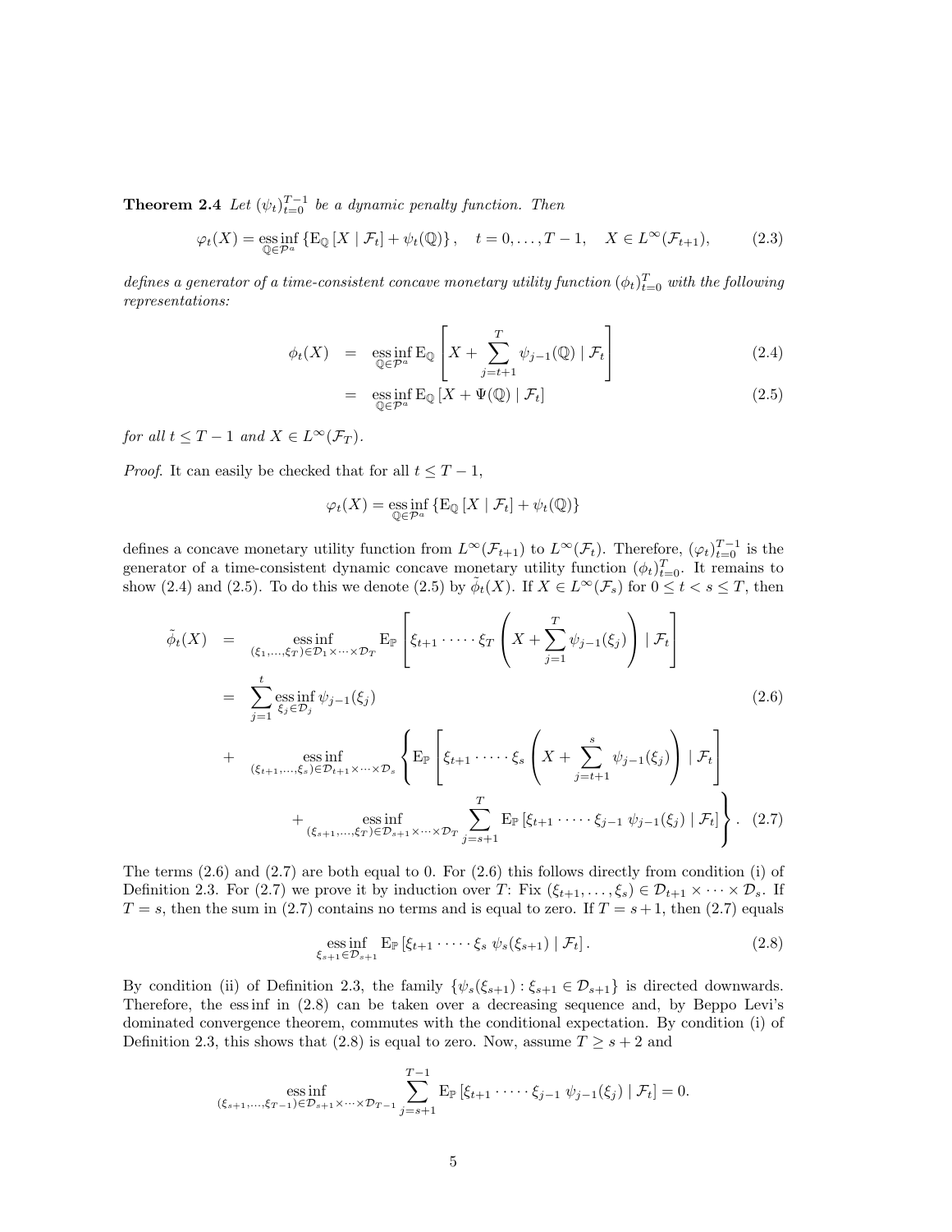**Theorem 2.4** *Let $(\psi_t)_{t=0}^{T-1}$ be a dynamic penalty function. Then*

$$\varphi_t(X) = \operatorname*{ess\,inf}_{\mathbb{Q} \in \mathcal{P}^a} \left\{ \mathrm{E}_{\mathbb{Q}} \left[ X \mid \mathcal{F}_t \right] + \psi_t(\mathbb{Q}) \right\}, \quad t = 0, \dots, T-1, \quad X \in L^\infty(\mathcal{F}_{t+1}), \tag{2.3}$$

*defines a generator of a time-consistent concave monetary utility function $(\phi_t)_{t=0}^T$ with the following representations:*

$$\phi_t(X) = \operatorname*{ess\,inf}_{\mathbb{Q} \in \mathcal{P}^a} \mathrm{E}_{\mathbb{Q}} \left[ X + \sum_{j=t+1}^{T} \psi_{j-1}(\mathbb{Q}) \mid \mathcal{F}_t \right] \tag{2.4}$$

$$= \operatorname*{ess\,inf}_{\mathbb{Q} \in \mathcal{P}^a} \mathrm{E}_{\mathbb{Q}} \left[ X + \Psi(\mathbb{Q}) \mid \mathcal{F}_t \right] \tag{2.5}$$

*for all $t \le T-1$ and $X \in L^\infty(\mathcal{F}_T)$.*

*Proof.* It can easily be checked that for all $t \le T-1$,

$$\varphi_t(X) = \operatorname*{ess\,inf}_{\mathbb{Q} \in \mathcal{P}^a} \left\{ \mathrm{E}_{\mathbb{Q}} \left[ X \mid \mathcal{F}_t \right] + \psi_t(\mathbb{Q}) \right\}$$

defines a concave monetary utility function from $L^\infty(\mathcal{F}_{t+1})$ to $L^\infty(\mathcal{F}_t)$. Therefore, $(\varphi_t)_{t=0}^{T-1}$ is the generator of a time-consistent dynamic concave monetary utility function $(\phi_t)_{t=0}^T$. It remains to show (2.4) and (2.5). To do this we denote (2.5) by $\tilde{\phi}_t(X)$. If $X \in L^\infty(\mathcal{F}_s)$ for $0 \le t < s \le T$, then

$$\begin{aligned}
\tilde{\phi}_t(X) &= \operatorname*{ess\,inf}_{(\xi_1,\dots,\xi_T) \in \mathcal{D}_1 \times \dots \times \mathcal{D}_T} \mathrm{E}_{\mathbb{P}} \left[ \xi_{t+1} \cdot \dots \cdot \xi_T \left( X + \sum_{j=1}^{T} \psi_{j-1}(\xi_j) \right) \mid \mathcal{F}_t \right] \\
&= \sum_{j=1}^{t} \operatorname*{ess\,inf}_{\xi_j \in \mathcal{D}_j} \psi_{j-1}(\xi_j) \qquad (2.6) \\
&\quad + \operatorname*{ess\,inf}_{(\xi_{t+1},\dots,\xi_s) \in \mathcal{D}_{t+1} \times \dots \times \mathcal{D}_s} \Bigg\{ \mathrm{E}_{\mathbb{P}} \left[ \xi_{t+1} \cdot \dots \cdot \xi_s \left( X + \sum_{j=t+1}^{s} \psi_{j-1}(\xi_j) \right) \mid \mathcal{F}_t \right] \\
&\qquad + \operatorname*{ess\,inf}_{(\xi_{s+1},\dots,\xi_T) \in \mathcal{D}_{s+1} \times \dots \times \mathcal{D}_T} \sum_{j=s+1}^{T} \mathrm{E}_{\mathbb{P}} \left[ \xi_{t+1} \cdot \dots \cdot \xi_{j-1} \; \psi_{j-1}(\xi_j) \mid \mathcal{F}_t \right] \Bigg\}. \qquad (2.7)
\end{aligned}$$

The terms (2.6) and (2.7) are both equal to 0. For (2.6) this follows directly from condition (i) of Definition 2.3. For (2.7) we prove it by induction over $T$: Fix $(\xi_{t+1}, \dots, \xi_s) \in \mathcal{D}_{t+1} \times \dots \times \mathcal{D}_s$. If $T = s$, then the sum in (2.7) contains no terms and is equal to zero. If $T = s+1$, then (2.7) equals

$$\operatorname*{ess\,inf}_{\xi_{s+1} \in \mathcal{D}_{s+1}} \mathrm{E}_{\mathbb{P}} \left[ \xi_{t+1} \cdot \dots \cdot \xi_s \; \psi_s(\xi_{s+1}) \mid \mathcal{F}_t \right]. \tag{2.8}$$

By condition (ii) of Definition 2.3, the family $\{\psi_s(\xi_{s+1}) : \xi_{s+1} \in \mathcal{D}_{s+1}\}$ is directed downwards. Therefore, the ess inf in (2.8) can be taken over a decreasing sequence and, by Beppo Levi's dominated convergence theorem, commutes with the conditional expectation. By condition (i) of Definition 2.3, this shows that (2.8) is equal to zero. Now, assume $T \ge s+2$ and

$$\operatorname*{ess\,inf}_{(\xi_{s+1},\dots,\xi_{T-1}) \in \mathcal{D}_{s+1} \times \dots \times \mathcal{D}_{T-1}} \sum_{j=s+1}^{T-1} \mathrm{E}_{\mathbb{P}} \left[ \xi_{t+1} \cdot \dots \cdot \xi_{j-1} \; \psi_{j-1}(\xi_j) \mid \mathcal{F}_t \right] = 0.$$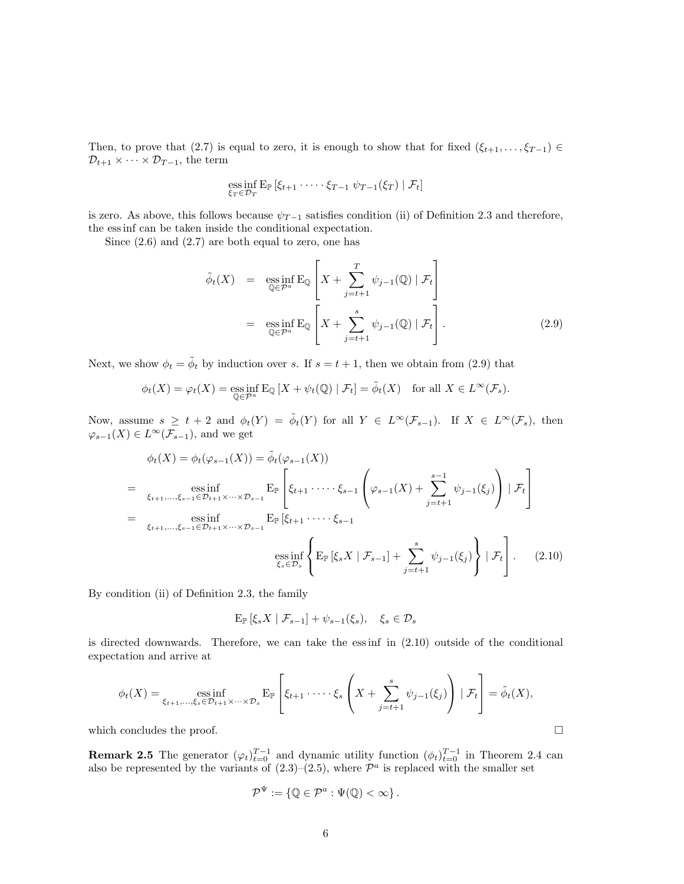Then, to prove that (2.7) is equal to zero, it is enough to show that for fixed $(\xi_{t+1}, \ldots, \xi_{T-1}) \in \mathcal{D}_{t+1} \times \cdots \times \mathcal{D}_{T-1}$, the term

$$\operatorname*{ess\,inf}_{\xi_T \in \mathcal{D}_T} \mathrm{E}_{\mathbb{P}} \left[ \xi_{t+1} \cdot \cdots \cdot \xi_{T-1} \; \psi_{T-1}(\xi_T) \mid \mathcal{F}_t \right]$$

is zero. As above, this follows because $\psi_{T-1}$ satisfies condition (ii) of Definition 2.3 and therefore, the ess inf can be taken inside the conditional expectation.

Since (2.6) and (2.7) are both equal to zero, one has

$$\begin{aligned}
\tilde{\phi}_t(X) &= \operatorname*{ess\,inf}_{\mathbb{Q} \in \mathcal{P}^a} \mathrm{E}_{\mathbb{Q}} \left[ X + \sum_{j=t+1}^{T} \psi_{j-1}(\mathbb{Q}) \mid \mathcal{F}_t \right] \\
&= \operatorname*{ess\,inf}_{\mathbb{Q} \in \mathcal{P}^a} \mathrm{E}_{\mathbb{Q}} \left[ X + \sum_{j=t+1}^{s} \psi_{j-1}(\mathbb{Q}) \mid \mathcal{F}_t \right]. \qquad (2.9)
\end{aligned}$$

Next, we show $\phi_t = \tilde{\phi}_t$ by induction over $s$. If $s = t+1$, then we obtain from (2.9) that

$$\phi_t(X) = \varphi_t(X) = \operatorname*{ess\,inf}_{\mathbb{Q} \in \mathcal{P}^a} \mathrm{E}_{\mathbb{Q}} \left[ X + \psi_t(\mathbb{Q}) \mid \mathcal{F}_t \right] = \tilde{\phi}_t(X) \quad \text{for all } X \in L^\infty(\mathcal{F}_s).$$

Now, assume $s \geq t+2$ and $\phi_t(Y) = \tilde{\phi}_t(Y)$ for all $Y \in L^\infty(\mathcal{F}_{s-1})$. If $X \in L^\infty(\mathcal{F}_s)$, then $\varphi_{s-1}(X) \in L^\infty(\mathcal{F}_{s-1})$, and we get

$$\begin{aligned}
&\phi_t(X) = \phi_t(\varphi_{s-1}(X)) = \tilde{\phi}_t(\varphi_{s-1}(X)) \\
=\; & \operatorname*{ess\,inf}_{\xi_{t+1}, \ldots, \xi_{s-1} \in \mathcal{D}_{t+1} \times \cdots \times \mathcal{D}_{s-1}} \mathrm{E}_{\mathbb{P}} \left[ \xi_{t+1} \cdot \cdots \cdot \xi_{s-1} \left( \varphi_{s-1}(X) + \sum_{j=t+1}^{s-1} \psi_{j-1}(\xi_j) \right) \mid \mathcal{F}_t \right] \\
=\; & \operatorname*{ess\,inf}_{\xi_{t+1}, \ldots, \xi_{s-1} \in \mathcal{D}_{t+1} \times \cdots \times \mathcal{D}_{s-1}} \mathrm{E}_{\mathbb{P}} \Bigg[ \xi_{t+1} \cdot \cdots \cdot \xi_{s-1} \\
& \qquad \operatorname*{ess\,inf}_{\xi_s \in \mathcal{D}_s} \left\{ \mathrm{E}_{\mathbb{P}} \left[ \xi_s X \mid \mathcal{F}_{s-1} \right] + \sum_{j=t+1}^{s} \psi_{j-1}(\xi_j) \right\} \mid \mathcal{F}_t \Bigg]. \qquad (2.10)
\end{aligned}$$

By condition (ii) of Definition 2.3, the family

$$\mathrm{E}_{\mathbb{P}} \left[ \xi_s X \mid \mathcal{F}_{s-1} \right] + \psi_{s-1}(\xi_s), \quad \xi_s \in \mathcal{D}_s$$

is directed downwards. Therefore, we can take the ess inf in (2.10) outside of the conditional expectation and arrive at

$$\phi_t(X) = \operatorname*{ess\,inf}_{\xi_{t+1}, \ldots, \xi_s \in \mathcal{D}_{t+1} \times \cdots \times \mathcal{D}_s} \mathrm{E}_{\mathbb{P}} \left[ \xi_{t+1} \cdot \cdots \cdot \xi_s \left( X + \sum_{j=t+1}^{s} \psi_{j-1}(\xi_j) \right) \mid \mathcal{F}_t \right] = \tilde{\phi}_t(X),$$

which concludes the proof. $\square$

**Remark 2.5** The generator $(\varphi_t)_{t=0}^{T-1}$ and dynamic utility function $(\phi_t)_{t=0}^{T-1}$ in Theorem 2.4 can also be represented by the variants of (2.3)–(2.5), where $\mathcal{P}^a$ is replaced with the smaller set

$$\mathcal{P}^\Psi := \left\{ \mathbb{Q} \in \mathcal{P}^a : \Psi(\mathbb{Q}) < \infty \right\}.$$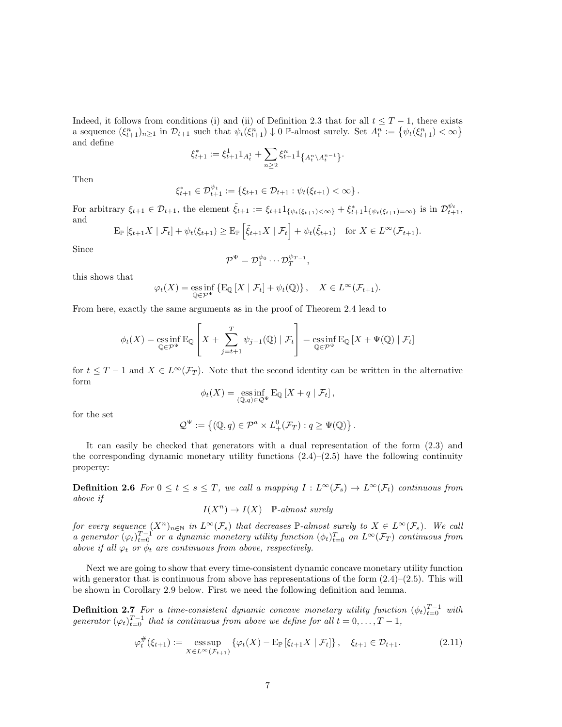Indeed, it follows from conditions (i) and (ii) of Definition 2.3 that for all $t \leq T-1$, there exists a sequence $(\xi^n_{t+1})_{n\geq 1}$ in $\mathcal{D}_{t+1}$ such that $\psi_t(\xi^n_{t+1}) \downarrow 0$ $\mathbb{P}$-almost surely. Set $A^n_t := \left\{\psi_t(\xi^n_{t+1}) < \infty\right\}$ and define

$$\xi^*_{t+1} := \xi^1_{t+1} 1_{A^1_t} + \sum_{n\geq 2} \xi^n_{t+1} 1_{\left\{A^n_t \setminus A^{n-1}_t\right\}}.$$

Then

$$\xi^*_{t+1} \in \mathcal{D}^{\psi_t}_{t+1} := \left\{\xi_{t+1} \in \mathcal{D}_{t+1} : \psi_t(\xi_{t+1}) < \infty\right\}.$$

For arbitrary $\xi_{t+1} \in \mathcal{D}_{t+1}$, the element $\tilde{\xi}_{t+1} := \xi_{t+1} 1_{\{\psi_t(\xi_{t+1})<\infty\}} + \xi^*_{t+1} 1_{\{\psi_t(\xi_{t+1})=\infty\}}$ is in $\mathcal{D}^{\psi_t}_{t+1}$, and

$$\mathrm{E}_{\mathbb{P}}\left[\xi_{t+1} X \mid \mathcal{F}_t\right] + \psi_t(\xi_{t+1}) \geq \mathrm{E}_{\mathbb{P}}\left[\tilde{\xi}_{t+1} X \mid \mathcal{F}_t\right] + \psi_t(\tilde{\xi}_{t+1}) \quad \text{for } X \in L^\infty(\mathcal{F}_{t+1}).$$

Since

$$\mathcal{P}^\Psi = \mathcal{D}^{\psi_0}_1 \cdots \mathcal{D}^{\psi_{T-1}}_T,$$

this shows that

$$\varphi_t(X) = \operatorname*{ess\,inf}_{\mathbb{Q}\in\mathcal{P}^\Psi} \left\{\mathrm{E}_{\mathbb{Q}}\left[X \mid \mathcal{F}_t\right] + \psi_t(\mathbb{Q})\right\}, \quad X \in L^\infty(\mathcal{F}_{t+1}).$$

From here, exactly the same arguments as in the proof of Theorem 2.4 lead to

$$\phi_t(X) = \operatorname*{ess\,inf}_{\mathbb{Q}\in\mathcal{P}^\Psi} \mathrm{E}_{\mathbb{Q}}\left[X + \sum_{j=t+1}^{T} \psi_{j-1}(\mathbb{Q}) \mid \mathcal{F}_t\right] = \operatorname*{ess\,inf}_{\mathbb{Q}\in\mathcal{P}^\Psi} \mathrm{E}_{\mathbb{Q}}\left[X + \Psi(\mathbb{Q}) \mid \mathcal{F}_t\right]$$

for $t \leq T-1$ and $X \in L^\infty(\mathcal{F}_T)$. Note that the second identity can be written in the alternative form

$$\phi_t(X) = \operatorname*{ess\,inf}_{(\mathbb{Q},q)\in\mathcal{Q}^\Psi} \mathrm{E}_{\mathbb{Q}}\left[X + q \mid \mathcal{F}_t\right],$$

for the set

$$\mathcal{Q}^\Psi := \left\{(\mathbb{Q}, q) \in \mathcal{P}^a \times L^0_+(\mathcal{F}_T) : q \geq \Psi(\mathbb{Q})\right\}.$$

It can easily be checked that generators with a dual representation of the form (2.3) and the corresponding dynamic monetary utility functions (2.4)–(2.5) have the following continuity property:

**Definition 2.6** *For $0 \leq t \leq s \leq T$, we call a mapping $I : L^\infty(\mathcal{F}_s) \to L^\infty(\mathcal{F}_t)$ continuous from above if*

$$I(X^n) \to I(X) \quad \mathbb{P}\text{-almost surely}$$

*for every sequence $(X^n)_{n\in\mathbb{N}}$ in $L^\infty(\mathcal{F}_s)$ that decreases $\mathbb{P}$-almost surely to $X \in L^\infty(\mathcal{F}_s)$. We call a generator $(\varphi_t)^{T-1}_{t=0}$ or a dynamic monetary utility function $(\phi_t)^T_{t=0}$ on $L^\infty(\mathcal{F}_T)$ continuous from above if all $\varphi_t$ or $\phi_t$ are continuous from above, respectively.*

Next we are going to show that every time-consistent dynamic concave monetary utility function with generator that is continuous from above has representations of the form (2.4)–(2.5). This will be shown in Corollary 2.9 below. First we need the following definition and lemma.

**Definition 2.7** *For a time-consistent dynamic concave monetary utility function $(\phi_t)^{T-1}_{t=0}$ with generator $(\varphi_t)^{T-1}_{t=0}$ that is continuous from above we define for all $t = 0, \ldots, T-1$,*

$$\varphi^\#_t(\xi_{t+1}) := \operatorname*{ess\,sup}_{X\in L^\infty(\mathcal{F}_{t+1})} \left\{\varphi_t(X) - \mathrm{E}_{\mathbb{P}}\left[\xi_{t+1} X \mid \mathcal{F}_t\right]\right\}, \quad \xi_{t+1} \in \mathcal{D}_{t+1}. \tag{2.11}$$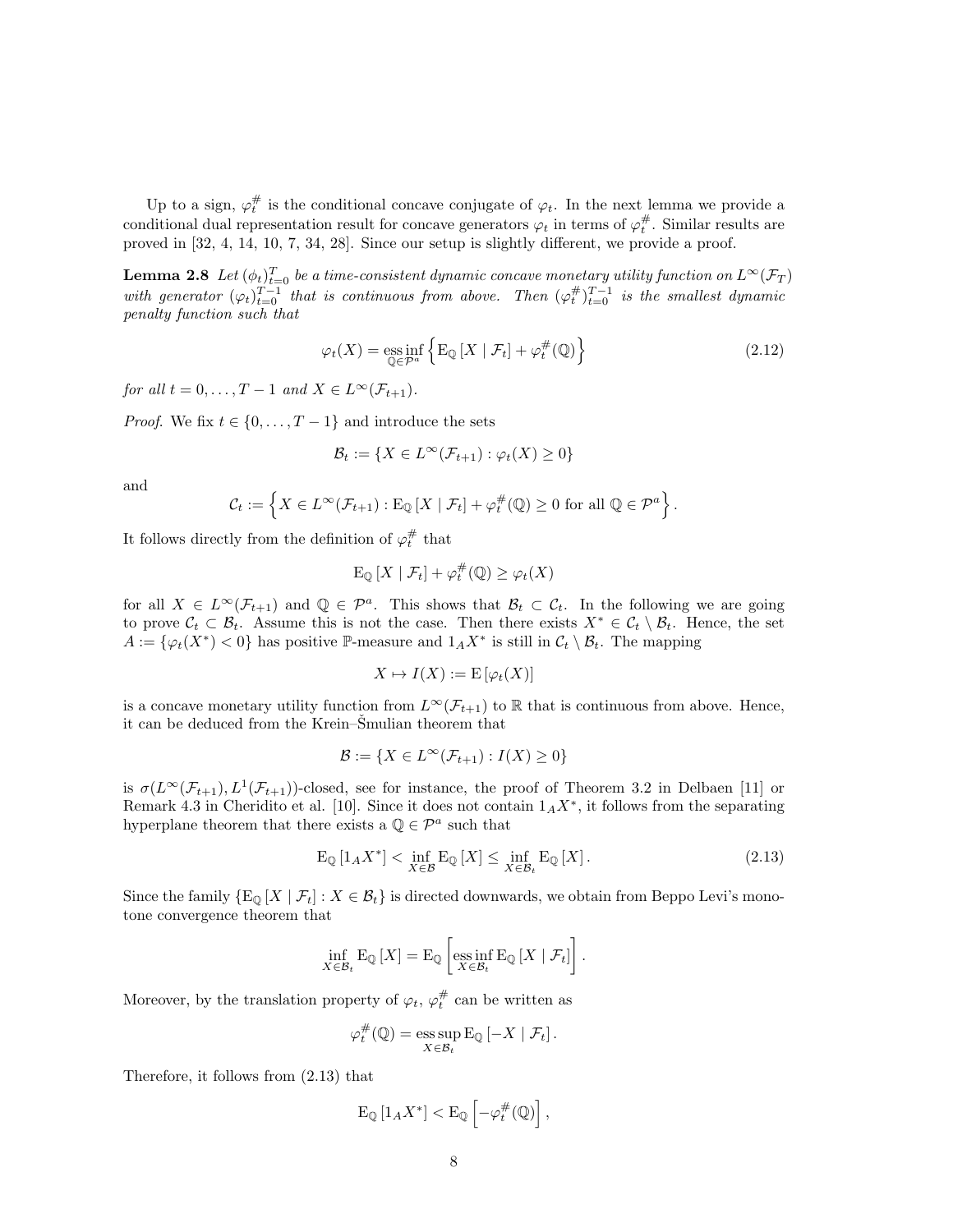Up to a sign, $\varphi_t^{\#}$ is the conditional concave conjugate of $\varphi_t$. In the next lemma we provide a conditional dual representation result for concave generators $\varphi_t$ in terms of $\varphi_t^{\#}$. Similar results are proved in [32, 4, 14, 10, 7, 34, 28]. Since our setup is slightly different, we provide a proof.

**Lemma 2.8** *Let $(\phi_t)_{t=0}^T$ be a time-consistent dynamic concave monetary utility function on $L^\infty(\mathcal{F}_T)$ with generator $(\varphi_t)_{t=0}^{T-1}$ that is continuous from above. Then $(\varphi_t^{\#})_{t=0}^{T-1}$ is the smallest dynamic penalty function such that*

$$\varphi_t(X) = \operatorname*{ess\,inf}_{\mathbb{Q}\in\mathcal{P}^a} \left\{ \mathrm{E}_{\mathbb{Q}}\left[X \mid \mathcal{F}_t\right] + \varphi_t^{\#}(\mathbb{Q}) \right\} \tag{2.12}$$

*for all $t = 0, \dots, T-1$ and $X \in L^\infty(\mathcal{F}_{t+1})$.*

*Proof.* We fix $t \in \{0, \dots, T-1\}$ and introduce the sets

$$\mathcal{B}_t := \{X \in L^\infty(\mathcal{F}_{t+1}) : \varphi_t(X) \geq 0\}$$

and

$$\mathcal{C}_t := \left\{ X \in L^\infty(\mathcal{F}_{t+1}) : \mathrm{E}_{\mathbb{Q}}\left[X \mid \mathcal{F}_t\right] + \varphi_t^{\#}(\mathbb{Q}) \geq 0 \text{ for all } \mathbb{Q} \in \mathcal{P}^a \right\}.$$

It follows directly from the definition of $\varphi_t^{\#}$ that

$$\mathrm{E}_{\mathbb{Q}}\left[X \mid \mathcal{F}_t\right] + \varphi_t^{\#}(\mathbb{Q}) \geq \varphi_t(X)$$

for all $X \in L^\infty(\mathcal{F}_{t+1})$ and $\mathbb{Q} \in \mathcal{P}^a$. This shows that $\mathcal{B}_t \subset \mathcal{C}_t$. In the following we are going to prove $\mathcal{C}_t \subset \mathcal{B}_t$. Assume this is not the case. Then there exists $X^* \in \mathcal{C}_t \setminus \mathcal{B}_t$. Hence, the set $A := \{\varphi_t(X^*) < 0\}$ has positive $\mathbb{P}$-measure and $1_A X^*$ is still in $\mathcal{C}_t \setminus \mathcal{B}_t$. The mapping

$$X \mapsto I(X) := \mathrm{E}\left[\varphi_t(X)\right]$$

is a concave monetary utility function from $L^\infty(\mathcal{F}_{t+1})$ to $\mathbb{R}$ that is continuous from above. Hence, it can be deduced from the Krein–Šmulian theorem that

$$\mathcal{B} := \{X \in L^\infty(\mathcal{F}_{t+1}) : I(X) \geq 0\}$$

is $\sigma(L^\infty(\mathcal{F}_{t+1}), L^1(\mathcal{F}_{t+1}))$-closed, see for instance, the proof of Theorem 3.2 in Delbaen [11] or Remark 4.3 in Cheridito et al. [10]. Since it does not contain $1_A X^*$, it follows from the separating hyperplane theorem that there exists a $\mathbb{Q} \in \mathcal{P}^a$ such that

$$\mathrm{E}_{\mathbb{Q}}\left[1_A X^*\right] < \inf_{X \in \mathcal{B}} \mathrm{E}_{\mathbb{Q}}\left[X\right] \leq \inf_{X \in \mathcal{B}_t} \mathrm{E}_{\mathbb{Q}}\left[X\right]. \tag{2.13}$$

Since the family $\{\mathrm{E}_{\mathbb{Q}}\left[X \mid \mathcal{F}_t\right] : X \in \mathcal{B}_t\}$ is directed downwards, we obtain from Beppo Levi's monotone convergence theorem that

$$\inf_{X \in \mathcal{B}_t} \mathrm{E}_{\mathbb{Q}}\left[X\right] = \mathrm{E}_{\mathbb{Q}}\left[\operatorname*{ess\,inf}_{X \in \mathcal{B}_t} \mathrm{E}_{\mathbb{Q}}\left[X \mid \mathcal{F}_t\right]\right].$$

Moreover, by the translation property of $\varphi_t$, $\varphi_t^{\#}$ can be written as

$$\varphi_t^{\#}(\mathbb{Q}) = \operatorname*{ess\,sup}_{X \in \mathcal{B}_t} \mathrm{E}_{\mathbb{Q}}\left[-X \mid \mathcal{F}_t\right].$$

Therefore, it follows from (2.13) that

$$\mathrm{E}_{\mathbb{Q}}\left[1_A X^*\right] < \mathrm{E}_{\mathbb{Q}}\left[-\varphi_t^{\#}(\mathbb{Q})\right],$$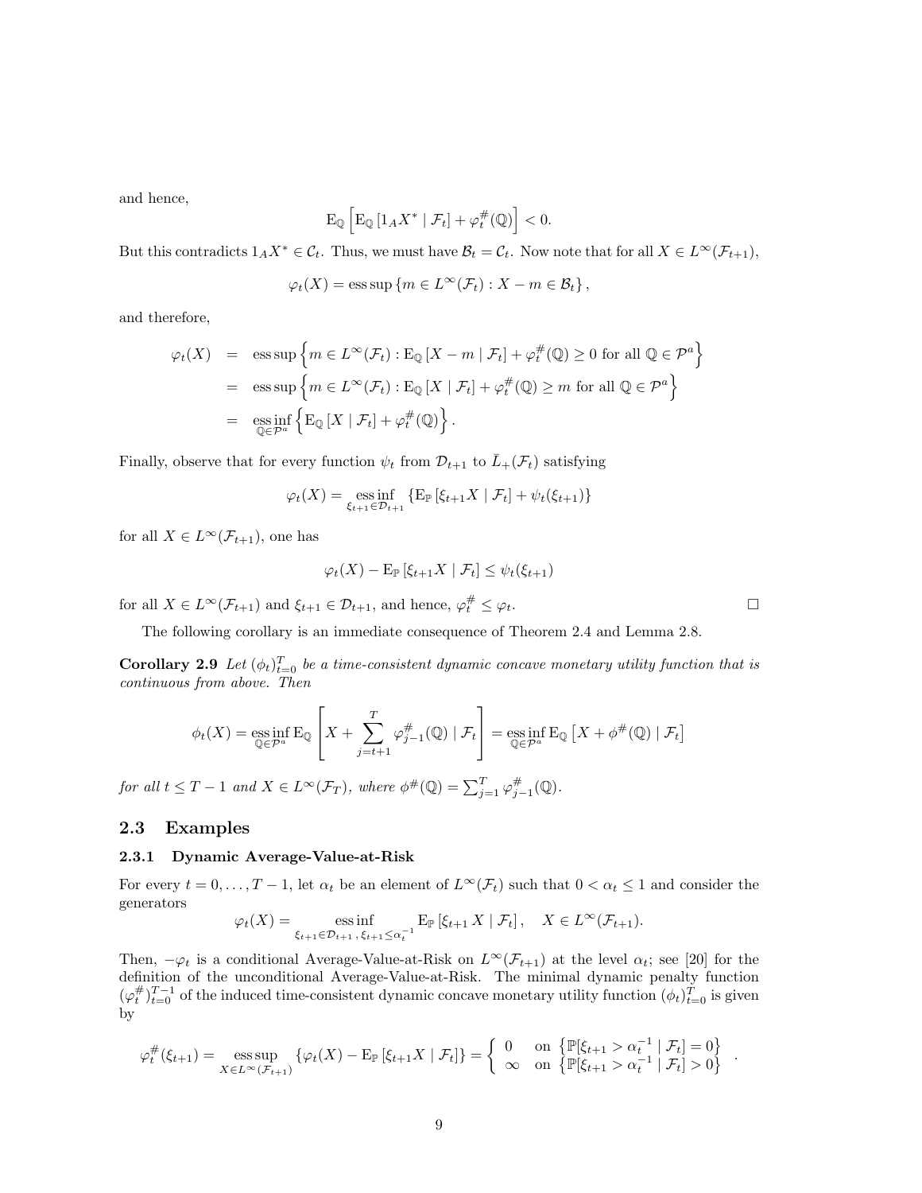and hence,

$$\mathrm{E}_{\mathbb{Q}}\left[\mathrm{E}_{\mathbb{Q}}\left[1_A X^* \mid \mathcal{F}_t\right] + \varphi_t^{\#}(\mathbb{Q})\right] < 0.$$

But this contradicts $1_A X^* \in \mathcal{C}_t$. Thus, we must have $\mathcal{B}_t = \mathcal{C}_t$. Now note that for all $X \in L^\infty(\mathcal{F}_{t+1})$,

$$\varphi_t(X) = \operatorname{ess\,sup}\left\{m \in L^\infty(\mathcal{F}_t) : X - m \in \mathcal{B}_t\right\},$$

and therefore,

$$\begin{aligned}
\varphi_t(X) &= \operatorname{ess\,sup}\left\{m \in L^\infty(\mathcal{F}_t) : \mathrm{E}_{\mathbb{Q}}\left[X - m \mid \mathcal{F}_t\right] + \varphi_t^{\#}(\mathbb{Q}) \geq 0 \text{ for all } \mathbb{Q} \in \mathcal{P}^a\right\} \\
&= \operatorname{ess\,sup}\left\{m \in L^\infty(\mathcal{F}_t) : \mathrm{E}_{\mathbb{Q}}\left[X \mid \mathcal{F}_t\right] + \varphi_t^{\#}(\mathbb{Q}) \geq m \text{ for all } \mathbb{Q} \in \mathcal{P}^a\right\} \\
&= \operatorname*{ess\,inf}_{\mathbb{Q} \in \mathcal{P}^a}\left\{\mathrm{E}_{\mathbb{Q}}\left[X \mid \mathcal{F}_t\right] + \varphi_t^{\#}(\mathbb{Q})\right\}.
\end{aligned}$$

Finally, observe that for every function $\psi_t$ from $\mathcal{D}_{t+1}$ to $\bar{L}_+(\mathcal{F}_t)$ satisfying

$$\varphi_t(X) = \operatorname*{ess\,inf}_{\xi_{t+1} \in \mathcal{D}_{t+1}}\left\{\mathrm{E}_{\mathbb{P}}\left[\xi_{t+1} X \mid \mathcal{F}_t\right] + \psi_t(\xi_{t+1})\right\}$$

for all $X \in L^\infty(\mathcal{F}_{t+1})$, one has

$$\varphi_t(X) - \mathrm{E}_{\mathbb{P}}\left[\xi_{t+1} X \mid \mathcal{F}_t\right] \leq \psi_t(\xi_{t+1})$$

for all $X \in L^\infty(\mathcal{F}_{t+1})$ and $\xi_{t+1} \in \mathcal{D}_{t+1}$, and hence, $\varphi_t^{\#} \leq \varphi_t$. □

The following corollary is an immediate consequence of Theorem 2.4 and Lemma 2.8.

**Corollary 2.9** *Let $(\phi_t)_{t=0}^T$ be a time-consistent dynamic concave monetary utility function that is continuous from above. Then*

$$\phi_t(X) = \operatorname*{ess\,inf}_{\mathbb{Q} \in \mathcal{P}^a} \mathrm{E}_{\mathbb{Q}}\left[X + \sum_{j=t+1}^{T} \varphi_{j-1}^{\#}(\mathbb{Q}) \mid \mathcal{F}_t\right] = \operatorname*{ess\,inf}_{\mathbb{Q} \in \mathcal{P}^a} \mathrm{E}_{\mathbb{Q}}\left[X + \phi^{\#}(\mathbb{Q}) \mid \mathcal{F}_t\right]$$

*for all $t \leq T-1$ and $X \in L^\infty(\mathcal{F}_T)$, where $\phi^{\#}(\mathbb{Q}) = \sum_{j=1}^{T} \varphi_{j-1}^{\#}(\mathbb{Q})$.*

## 2.3 Examples

### 2.3.1 Dynamic Average-Value-at-Risk

For every $t = 0, \dots, T-1$, let $\alpha_t$ be an element of $L^\infty(\mathcal{F}_t)$ such that $0 < \alpha_t \leq 1$ and consider the generators

$$\varphi_t(X) = \operatorname*{ess\,inf}_{\xi_{t+1} \in \mathcal{D}_{t+1},\, \xi_{t+1} \leq \alpha_t^{-1}} \mathrm{E}_{\mathbb{P}}\left[\xi_{t+1} X \mid \mathcal{F}_t\right], \quad X \in L^\infty(\mathcal{F}_{t+1}).$$

Then, $-\varphi_t$ is a conditional Average-Value-at-Risk on $L^\infty(\mathcal{F}_{t+1})$ at the level $\alpha_t$; see [20] for the definition of the unconditional Average-Value-at-Risk. The minimal dynamic penalty function $(\varphi_t^{\#})_{t=0}^{T-1}$ of the induced time-consistent dynamic concave monetary utility function $(\phi_t)_{t=0}^T$ is given by

$$\varphi_t^{\#}(\xi_{t+1}) = \operatorname*{ess\,sup}_{X \in L^\infty(\mathcal{F}_{t+1})}\left\{\varphi_t(X) - \mathrm{E}_{\mathbb{P}}\left[\xi_{t+1} X \mid \mathcal{F}_t\right]\right\} = \begin{cases} 0 & \text{on } \left\{\mathbb{P}[\xi_{t+1} > \alpha_t^{-1} \mid \mathcal{F}_t] = 0\right\} \\ \infty & \text{on } \left\{\mathbb{P}[\xi_{t+1} > \alpha_t^{-1} \mid \mathcal{F}_t] > 0\right\} \end{cases}.$$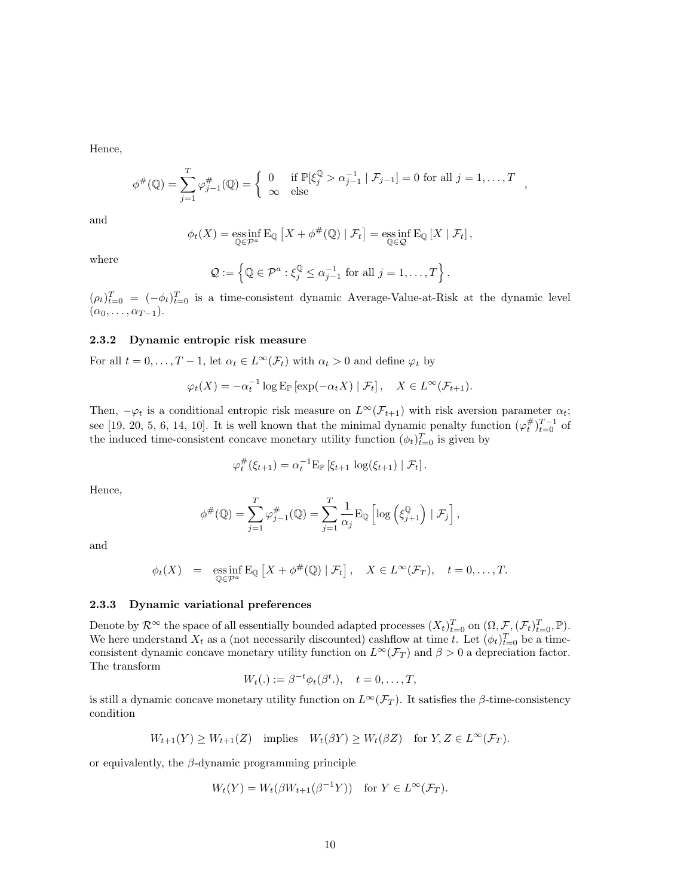Hence,

$$\phi^{\#}(\mathbb{Q}) = \sum_{j=1}^{T} \varphi^{\#}_{j-1}(\mathbb{Q}) = \begin{cases} 0 & \text{if } \mathbb{P}[\xi^{\mathbb{Q}}_j > \alpha^{-1}_{j-1} \mid \mathcal{F}_{j-1}] = 0 \text{ for all } j = 1, \ldots, T \\ \infty & \text{else} \end{cases},$$

and

$$\phi_t(X) = \operatorname*{ess\,inf}_{\mathbb{Q} \in \mathcal{P}^a} \mathrm{E}_{\mathbb{Q}}\left[X + \phi^{\#}(\mathbb{Q}) \mid \mathcal{F}_t\right] = \operatorname*{ess\,inf}_{\mathbb{Q} \in \mathcal{Q}} \mathrm{E}_{\mathbb{Q}}\left[X \mid \mathcal{F}_t\right],$$

where

$$\mathcal{Q} := \left\{ \mathbb{Q} \in \mathcal{P}^a : \xi^{\mathbb{Q}}_j \leq \alpha^{-1}_{j-1} \text{ for all } j = 1, \ldots, T \right\}.$$

$(\rho_t)_{t=0}^T = (-\phi_t)_{t=0}^T$ is a time-consistent dynamic Average-Value-at-Risk at the dynamic level $(\alpha_0, \ldots, \alpha_{T-1})$.

### 2.3.2 Dynamic entropic risk measure

For all $t = 0, \ldots, T-1$, let $\alpha_t \in L^\infty(\mathcal{F}_t)$ with $\alpha_t > 0$ and define $\varphi_t$ by

$$\varphi_t(X) = -\alpha_t^{-1} \log \mathrm{E}_{\mathbb{P}}\left[\exp(-\alpha_t X) \mid \mathcal{F}_t\right], \quad X \in L^\infty(\mathcal{F}_{t+1}).$$

Then, $-\varphi_t$ is a conditional entropic risk measure on $L^\infty(\mathcal{F}_{t+1})$ with risk aversion parameter $\alpha_t$; see [19, 20, 5, 6, 14, 10]. It is well known that the minimal dynamic penalty function $(\varphi^{\#}_t)_{t=0}^{T-1}$ of the induced time-consistent concave monetary utility function $(\phi_t)_{t=0}^T$ is given by

$$\varphi^{\#}_t(\xi_{t+1}) = \alpha_t^{-1} \mathrm{E}_{\mathbb{P}}\left[\xi_{t+1} \log(\xi_{t+1}) \mid \mathcal{F}_t\right].$$

Hence,

$$\phi^{\#}(\mathbb{Q}) = \sum_{j=1}^{T} \varphi^{\#}_{j-1}(\mathbb{Q}) = \sum_{j=1}^{T} \frac{1}{\alpha_j} \mathrm{E}_{\mathbb{Q}}\left[\log\left(\xi^{\mathbb{Q}}_{j+1}\right) \mid \mathcal{F}_j\right],$$

and

$$\phi_t(X) \quad = \quad \operatorname*{ess\,inf}_{\mathbb{Q} \in \mathcal{P}^a} \mathrm{E}_{\mathbb{Q}}\left[X + \phi^{\#}(\mathbb{Q}) \mid \mathcal{F}_t\right], \quad X \in L^\infty(\mathcal{F}_T), \quad t = 0, \ldots, T.$$

### 2.3.3 Dynamic variational preferences

Denote by $\mathcal{R}^\infty$ the space of all essentially bounded adapted processes $(X_t)_{t=0}^T$ on $(\Omega, \mathcal{F}, (\mathcal{F}_t)_{t=0}^T, \mathbb{P})$. We here understand $X_t$ as a (not necessarily discounted) cashflow at time $t$. Let $(\phi_t)_{t=0}^T$ be a time-consistent dynamic concave monetary utility function on $L^\infty(\mathcal{F}_T)$ and $\beta > 0$ a depreciation factor. The transform

$$W_t(.) := \beta^{-t} \phi_t(\beta^t .), \quad t = 0, \ldots, T,$$

is still a dynamic concave monetary utility function on $L^\infty(\mathcal{F}_T)$. It satisfies the $\beta$-time-consistency condition

$$W_{t+1}(Y) \geq W_{t+1}(Z) \quad \text{implies} \quad W_t(\beta Y) \geq W_t(\beta Z) \quad \text{for } Y, Z \in L^\infty(\mathcal{F}_T).$$

or equivalently, the $\beta$-dynamic programming principle

$$W_t(Y) = W_t(\beta W_{t+1}(\beta^{-1} Y)) \quad \text{for } Y \in L^\infty(\mathcal{F}_T).$$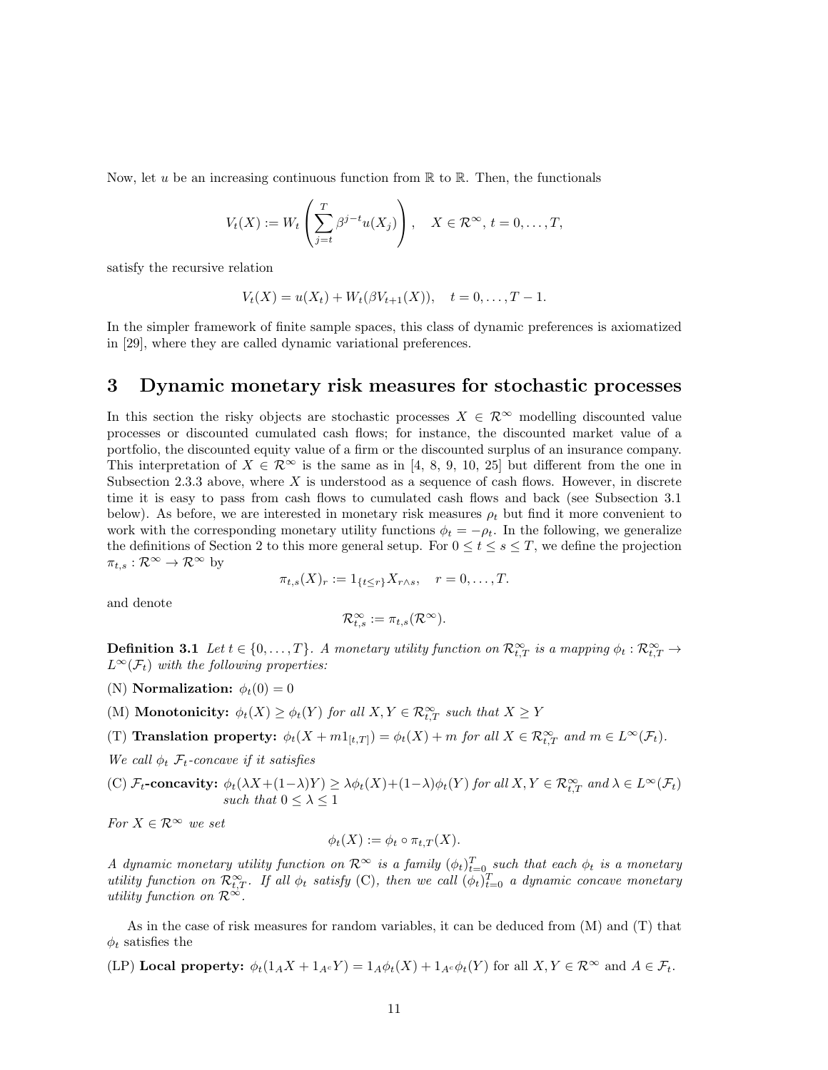Now, let $u$ be an increasing continuous function from $\mathbb{R}$ to $\mathbb{R}$. Then, the functionals

$$V_t(X) := W_t\left(\sum_{j=t}^{T} \beta^{j-t} u(X_j)\right), \quad X \in \mathcal{R}^\infty,\, t = 0, \dots, T,$$

satisfy the recursive relation

$$V_t(X) = u(X_t) + W_t(\beta V_{t+1}(X)), \quad t = 0, \dots, T-1.$$

In the simpler framework of finite sample spaces, this class of dynamic preferences is axiomatized in [29], where they are called dynamic variational preferences.

# 3 Dynamic monetary risk measures for stochastic processes

In this section the risky objects are stochastic processes $X \in \mathcal{R}^\infty$ modelling discounted value processes or discounted cumulated cash flows; for instance, the discounted market value of a portfolio, the discounted equity value of a firm or the discounted surplus of an insurance company. This interpretation of $X \in \mathcal{R}^\infty$ is the same as in [4, 8, 9, 10, 25] but different from the one in Subsection 2.3.3 above, where $X$ is understood as a sequence of cash flows. However, in discrete time it is easy to pass from cash flows to cumulated cash flows and back (see Subsection 3.1 below). As before, we are interested in monetary risk measures $\rho_t$ but find it more convenient to work with the corresponding monetary utility functions $\phi_t = -\rho_t$. In the following, we generalize the definitions of Section 2 to this more general setup. For $0 \le t \le s \le T$, we define the projection $\pi_{t,s} : \mathcal{R}^\infty \to \mathcal{R}^\infty$ by

$$\pi_{t,s}(X)_r := 1_{\{t \le r\}} X_{r \wedge s}, \quad r = 0, \dots, T.$$

and denote

$$\mathcal{R}^\infty_{t,s} := \pi_{t,s}(\mathcal{R}^\infty).$$

**Definition 3.1** *Let $t \in \{0, \dots, T\}$. A monetary utility function on $\mathcal{R}^\infty_{t,T}$ is a mapping $\phi_t : \mathcal{R}^\infty_{t,T} \to L^\infty(\mathcal{F}_t)$ with the following properties:*

(N) **Normalization:** $\phi_t(0) = 0$

(M) **Monotonicity:** $\phi_t(X) \ge \phi_t(Y)$ *for all $X, Y \in \mathcal{R}^\infty_{t,T}$ such that $X \ge Y$*

(T) **Translation property:** $\phi_t(X + m1_{[t,T]}) = \phi_t(X) + m$ *for all $X \in \mathcal{R}^\infty_{t,T}$ and $m \in L^\infty(\mathcal{F}_t)$.*

*We call $\phi_t$ $\mathcal{F}_t$-concave if it satisfies*

(C) **$\mathcal{F}_t$-concavity:** $\phi_t(\lambda X + (1-\lambda) Y) \ge \lambda \phi_t(X) + (1-\lambda)\phi_t(Y)$ *for all $X, Y \in \mathcal{R}^\infty_{t,T}$ and $\lambda \in L^\infty(\mathcal{F}_t)$ such that $0 \le \lambda \le 1$*

*For $X \in \mathcal{R}^\infty$ we set*

$$\phi_t(X) := \phi_t \circ \pi_{t,T}(X).$$

*A dynamic monetary utility function on $\mathcal{R}^\infty$ is a family $(\phi_t)_{t=0}^T$ such that each $\phi_t$ is a monetary utility function on $\mathcal{R}^\infty_{t,T}$. If all $\phi_t$ satisfy* (C)*, then we call $(\phi_t)_{t=0}^T$ a dynamic concave monetary utility function on $\mathcal{R}^\infty$.*

As in the case of risk measures for random variables, it can be deduced from (M) and (T) that $\phi_t$ satisfies the

(LP) **Local property:** $\phi_t(1_A X + 1_{A^c} Y) = 1_A \phi_t(X) + 1_{A^c} \phi_t(Y)$ for all $X, Y \in \mathcal{R}^\infty$ and $A \in \mathcal{F}_t$.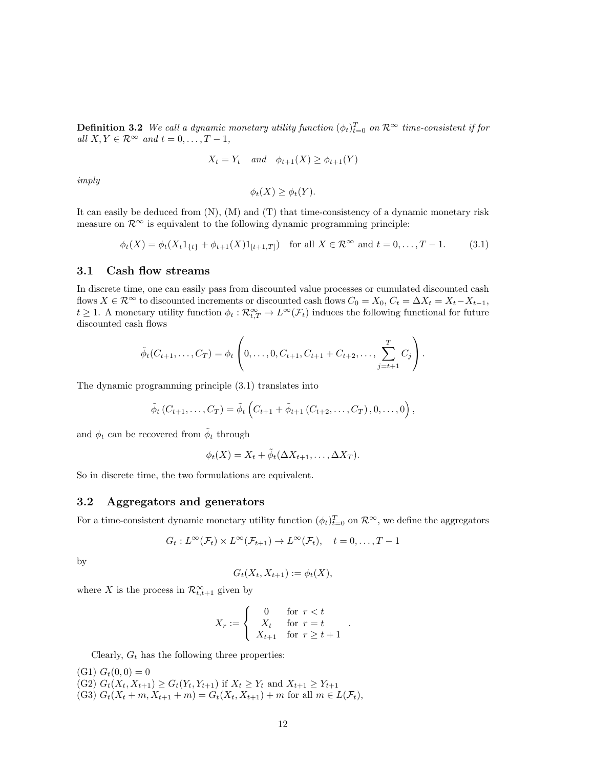**Definition 3.2** *We call a dynamic monetary utility function $(\phi_t)_{t=0}^T$ on $\mathcal{R}^\infty$ time-consistent if for all $X, Y \in \mathcal{R}^\infty$ and $t = 0, \dots, T-1$,*

$$X_t = Y_t \quad \text{and} \quad \phi_{t+1}(X) \geq \phi_{t+1}(Y)$$

*imply*

$$\phi_t(X) \geq \phi_t(Y).$$

It can easily be deduced from (N), (M) and (T) that time-consistency of a dynamic monetary risk measure on $\mathcal{R}^\infty$ is equivalent to the following dynamic programming principle:

$$\phi_t(X) = \phi_t(X_t 1_{\{t\}} + \phi_{t+1}(X) 1_{[t+1,T]}) \quad \text{for all } X \in \mathcal{R}^\infty \text{ and } t = 0, \dots, T-1. \tag{3.1}$$

## 3.1 Cash flow streams

In discrete time, one can easily pass from discounted value processes or cumulated discounted cash flows $X \in \mathcal{R}^\infty$ to discounted increments or discounted cash flows $C_0 = X_0$, $C_t = \Delta X_t = X_t - X_{t-1}$, $t \geq 1$. A monetary utility function $\phi_t : \mathcal{R}^\infty_{t,T} \to L^\infty(\mathcal{F}_t)$ induces the following functional for future discounted cash flows

$$\tilde{\phi}_t(C_{t+1}, \dots, C_T) = \phi_t\left(0, \dots, 0, C_{t+1}, C_{t+1} + C_{t+2}, \dots, \sum_{j=t+1}^{T} C_j\right).$$

The dynamic programming principle (3.1) translates into

$$\tilde{\phi}_t\left(C_{t+1}, \dots, C_T\right) = \tilde{\phi}_t\left(C_{t+1} + \tilde{\phi}_{t+1}\left(C_{t+2}, \dots, C_T\right), 0, \dots, 0\right),$$

and $\phi_t$ can be recovered from $\tilde{\phi}_t$ through

$$\phi_t(X) = X_t + \tilde{\phi}_t(\Delta X_{t+1}, \dots, \Delta X_T).$$

So in discrete time, the two formulations are equivalent.

## 3.2 Aggregators and generators

For a time-consistent dynamic monetary utility function $(\phi_t)_{t=0}^T$ on $\mathcal{R}^\infty$, we define the aggregators

$$G_t : L^\infty(\mathcal{F}_t) \times L^\infty(\mathcal{F}_{t+1}) \to L^\infty(\mathcal{F}_t), \quad t = 0, \dots, T-1$$

by

$$G_t(X_t, X_{t+1}) := \phi_t(X),$$

where $X$ is the process in $\mathcal{R}^\infty_{t,t+1}$ given by

$$X_r := \begin{cases} 0 & \text{for } r < t \\ X_t & \text{for } r = t \\ X_{t+1} & \text{for } r \geq t+1 \end{cases}.$$

Clearly, $G_t$ has the following three properties:

(G1) $G_t(0,0) = 0$
(G2) $G_t(X_t, X_{t+1}) \geq G_t(Y_t, Y_{t+1})$ if $X_t \geq Y_t$ and $X_{t+1} \geq Y_{t+1}$
(G3) $G_t(X_t + m, X_{t+1} + m) = G_t(X_t, X_{t+1}) + m$ for all $m \in L(\mathcal{F}_t)$,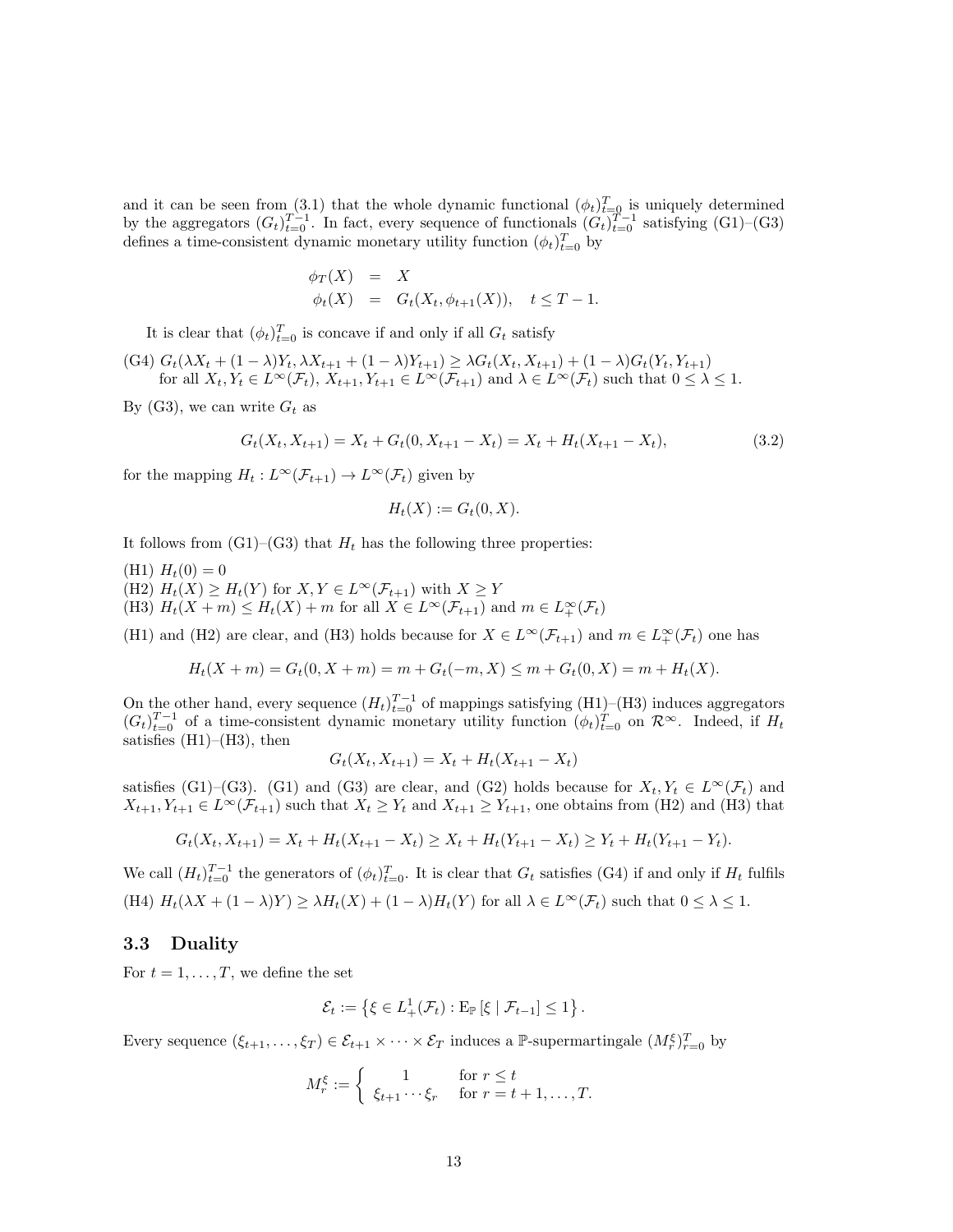and it can be seen from (3.1) that the whole dynamic functional $(\phi_t)_{t=0}^T$ is uniquely determined by the aggregators $(G_t)_{t=0}^{T-1}$. In fact, every sequence of functionals $(G_t)_{t=0}^{T-1}$ satisfying (G1)–(G3) defines a time-consistent dynamic monetary utility function $(\phi_t)_{t=0}^T$ by

$$
\begin{aligned}
\phi_T(X) &= X \\
\phi_t(X) &= G_t(X_t, \phi_{t+1}(X)), \quad t \leq T-1.
\end{aligned}
$$

It is clear that $(\phi_t)_{t=0}^T$ is concave if and only if all $G_t$ satisfy

(G4) $G_t(\lambda X_t + (1-\lambda)Y_t, \lambda X_{t+1} + (1-\lambda)Y_{t+1}) \geq \lambda G_t(X_t, X_{t+1}) + (1-\lambda)G_t(Y_t, Y_{t+1})$ for all $X_t, Y_t \in L^\infty(\mathcal{F}_t)$, $X_{t+1}, Y_{t+1} \in L^\infty(\mathcal{F}_{t+1})$ and $\lambda \in L^\infty(\mathcal{F}_t)$ such that $0 \leq \lambda \leq 1$.

By (G3), we can write $G_t$ as

$$
G_t(X_t, X_{t+1}) = X_t + G_t(0, X_{t+1} - X_t) = X_t + H_t(X_{t+1} - X_t), \tag{3.2}
$$

for the mapping $H_t : L^\infty(\mathcal{F}_{t+1}) \to L^\infty(\mathcal{F}_t)$ given by

$$
H_t(X) := G_t(0, X).
$$

It follows from (G1)–(G3) that $H_t$ has the following three properties:

(H1) $H_t(0) = 0$

(H2) $H_t(X) \geq H_t(Y)$ for $X, Y \in L^\infty(\mathcal{F}_{t+1})$ with $X \geq Y$

(H3) $H_t(X + m) \leq H_t(X) + m$ for all $X \in L^\infty(\mathcal{F}_{t+1})$ and $m \in L^\infty_+(\mathcal{F}_t)$

(H1) and (H2) are clear, and (H3) holds because for $X \in L^\infty(\mathcal{F}_{t+1})$ and $m \in L^\infty_+(\mathcal{F}_t)$ one has

$$
H_t(X + m) = G_t(0, X + m) = m + G_t(-m, X) \leq m + G_t(0, X) = m + H_t(X).
$$

On the other hand, every sequence $(H_t)_{t=0}^{T-1}$ of mappings satisfying (H1)–(H3) induces aggregators $(G_t)_{t=0}^{T-1}$ of a time-consistent dynamic monetary utility function $(\phi_t)_{t=0}^T$ on $\mathcal{R}^\infty$. Indeed, if $H_t$ satisfies (H1)–(H3), then

$$
G_t(X_t, X_{t+1}) = X_t + H_t(X_{t+1} - X_t)
$$

satisfies (G1)–(G3). (G1) and (G3) are clear, and (G2) holds because for $X_t, Y_t \in L^\infty(\mathcal{F}_t)$ and $X_{t+1}, Y_{t+1} \in L^\infty(\mathcal{F}_{t+1})$ such that $X_t \geq Y_t$ and $X_{t+1} \geq Y_{t+1}$, one obtains from (H2) and (H3) that

$$
G_t(X_t, X_{t+1}) = X_t + H_t(X_{t+1} - X_t) \geq X_t + H_t(Y_{t+1} - X_t) \geq Y_t + H_t(Y_{t+1} - Y_t).
$$

We call $(H_t)_{t=0}^{T-1}$ the generators of $(\phi_t)_{t=0}^T$. It is clear that $G_t$ satisfies (G4) if and only if $H_t$ fulfils

(H4) $H_t(\lambda X + (1-\lambda)Y) \geq \lambda H_t(X) + (1-\lambda)H_t(Y)$ for all $\lambda \in L^\infty(\mathcal{F}_t)$ such that $0 \leq \lambda \leq 1$.

### 3.3 Duality

For $t = 1, \dots, T$, we define the set

$$
\mathcal{E}_t := \left\{ \xi \in L^1_+(\mathcal{F}_t) : \mathrm{E}_{\mathbb{P}}\left[\xi \mid \mathcal{F}_{t-1}\right] \leq 1 \right\}.
$$

Every sequence $(\xi_{t+1}, \dots, \xi_T) \in \mathcal{E}_{t+1} \times \dots \times \mathcal{E}_T$ induces a $\mathbb{P}$-supermartingale $(M_r^\xi)_{r=0}^T$ by

$$
M_r^\xi := \begin{cases} 1 & \text{for } r \leq t \\ \xi_{t+1} \cdots \xi_r & \text{for } r = t+1, \dots, T. \end{cases}
$$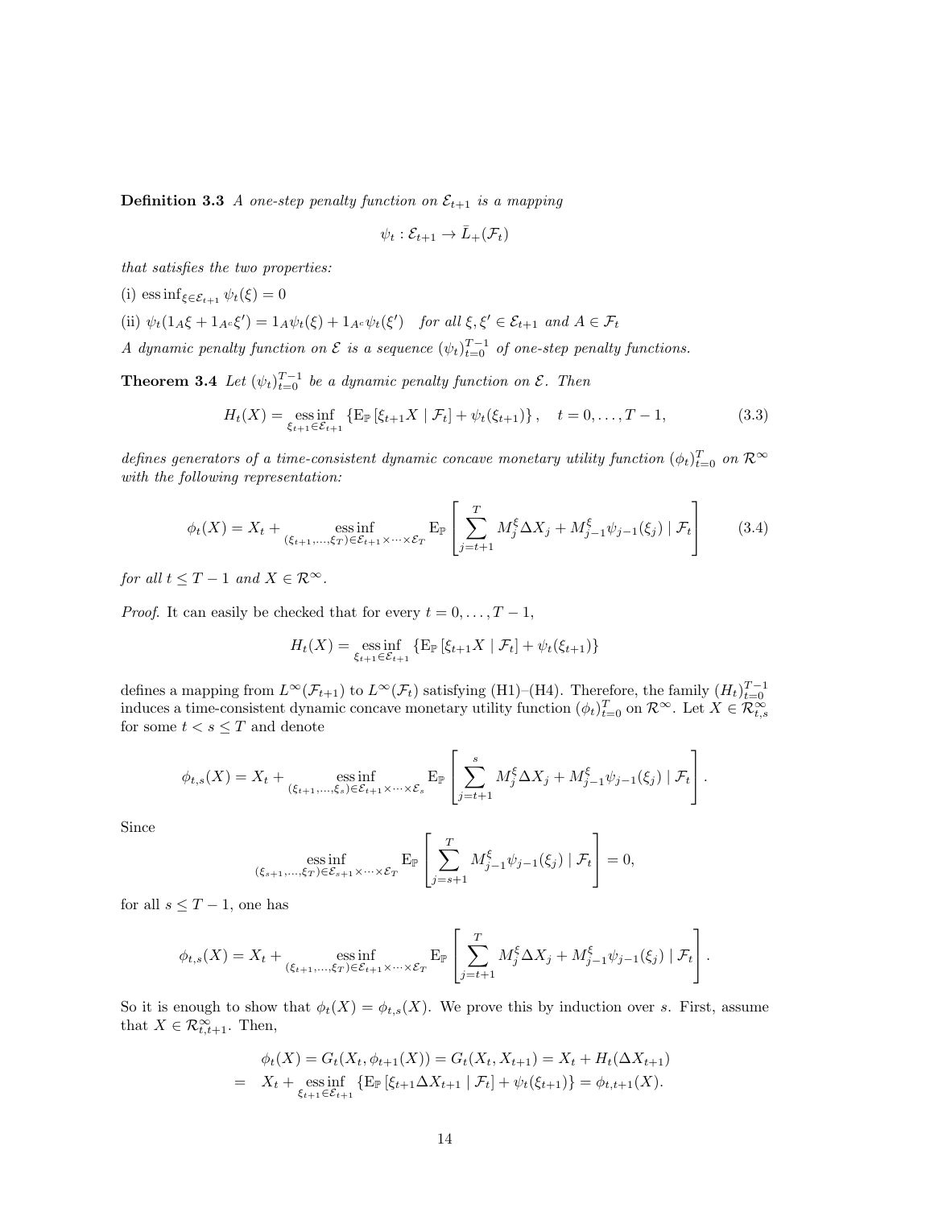**Definition 3.3** *A one-step penalty function on $\mathcal{E}_{t+1}$ is a mapping*

$$\psi_t : \mathcal{E}_{t+1} \to \bar{L}_+(\mathcal{F}_t)$$

*that satisfies the two properties:*

(i) $\operatorname{ess\,inf}_{\xi \in \mathcal{E}_{t+1}} \psi_t(\xi) = 0$

(ii) $\psi_t(1_A \xi + 1_{A^c} \xi') = 1_A \psi_t(\xi) + 1_{A^c} \psi_t(\xi')$ *for all $\xi, \xi' \in \mathcal{E}_{t+1}$ and $A \in \mathcal{F}_t$*

*A dynamic penalty function on $\mathcal{E}$ is a sequence $(\psi_t)_{t=0}^{T-1}$ of one-step penalty functions.*

**Theorem 3.4** *Let $(\psi_t)_{t=0}^{T-1}$ be a dynamic penalty function on $\mathcal{E}$. Then*

$$H_t(X) = \operatorname*{ess\,inf}_{\xi_{t+1} \in \mathcal{E}_{t+1}} \left\{ \mathrm{E}_{\mathbb{P}} \left[ \xi_{t+1} X \mid \mathcal{F}_t \right] + \psi_t(\xi_{t+1}) \right\}, \quad t = 0, \dots, T-1, \tag{3.3}$$

*defines generators of a time-consistent dynamic concave monetary utility function $(\phi_t)_{t=0}^T$ on $\mathcal{R}^\infty$ with the following representation:*

$$\phi_t(X) = X_t + \operatorname*{ess\,inf}_{(\xi_{t+1}, \dots, \xi_T) \in \mathcal{E}_{t+1} \times \dots \times \mathcal{E}_T} \mathrm{E}_{\mathbb{P}} \left[ \sum_{j=t+1}^{T} M_j^\xi \Delta X_j + M_{j-1}^\xi \psi_{j-1}(\xi_j) \mid \mathcal{F}_t \right] \tag{3.4}$$

*for all $t \le T-1$ and $X \in \mathcal{R}^\infty$.*

*Proof.* It can easily be checked that for every $t = 0, \dots, T-1$,

$$H_t(X) = \operatorname*{ess\,inf}_{\xi_{t+1} \in \mathcal{E}_{t+1}} \left\{ \mathrm{E}_{\mathbb{P}} \left[ \xi_{t+1} X \mid \mathcal{F}_t \right] + \psi_t(\xi_{t+1}) \right\}$$

defines a mapping from $L^\infty(\mathcal{F}_{t+1})$ to $L^\infty(\mathcal{F}_t)$ satisfying (H1)–(H4). Therefore, the family $(H_t)_{t=0}^{T-1}$ induces a time-consistent dynamic concave monetary utility function $(\phi_t)_{t=0}^T$ on $\mathcal{R}^\infty$. Let $X \in \mathcal{R}^\infty_{t,s}$ for some $t < s \le T$ and denote

$$\phi_{t,s}(X) = X_t + \operatorname*{ess\,inf}_{(\xi_{t+1}, \dots, \xi_s) \in \mathcal{E}_{t+1} \times \dots \times \mathcal{E}_s} \mathrm{E}_{\mathbb{P}} \left[ \sum_{j=t+1}^{s} M_j^\xi \Delta X_j + M_{j-1}^\xi \psi_{j-1}(\xi_j) \mid \mathcal{F}_t \right].$$

Since

$$\operatorname*{ess\,inf}_{(\xi_{s+1}, \dots, \xi_T) \in \mathcal{E}_{s+1} \times \dots \times \mathcal{E}_T} \mathrm{E}_{\mathbb{P}} \left[ \sum_{j=s+1}^{T} M_{j-1}^\xi \psi_{j-1}(\xi_j) \mid \mathcal{F}_t \right] = 0,$$

for all $s \le T-1$, one has

$$\phi_{t,s}(X) = X_t + \operatorname*{ess\,inf}_{(\xi_{t+1}, \dots, \xi_T) \in \mathcal{E}_{t+1} \times \dots \times \mathcal{E}_T} \mathrm{E}_{\mathbb{P}} \left[ \sum_{j=t+1}^{T} M_j^\xi \Delta X_j + M_{j-1}^\xi \psi_{j-1}(\xi_j) \mid \mathcal{F}_t \right].$$

So it is enough to show that $\phi_t(X) = \phi_{t,s}(X)$. We prove this by induction over $s$. First, assume that $X \in \mathcal{R}^\infty_{t,t+1}$. Then,

$$\begin{aligned}
\phi_t(X) &= G_t(X_t, \phi_{t+1}(X)) = G_t(X_t, X_{t+1}) = X_t + H_t(\Delta X_{t+1}) \\
&= X_t + \operatorname*{ess\,inf}_{\xi_{t+1} \in \mathcal{E}_{t+1}} \left\{ \mathrm{E}_{\mathbb{P}} \left[ \xi_{t+1} \Delta X_{t+1} \mid \mathcal{F}_t \right] + \psi_t(\xi_{t+1}) \right\} = \phi_{t,t+1}(X).
\end{aligned}$$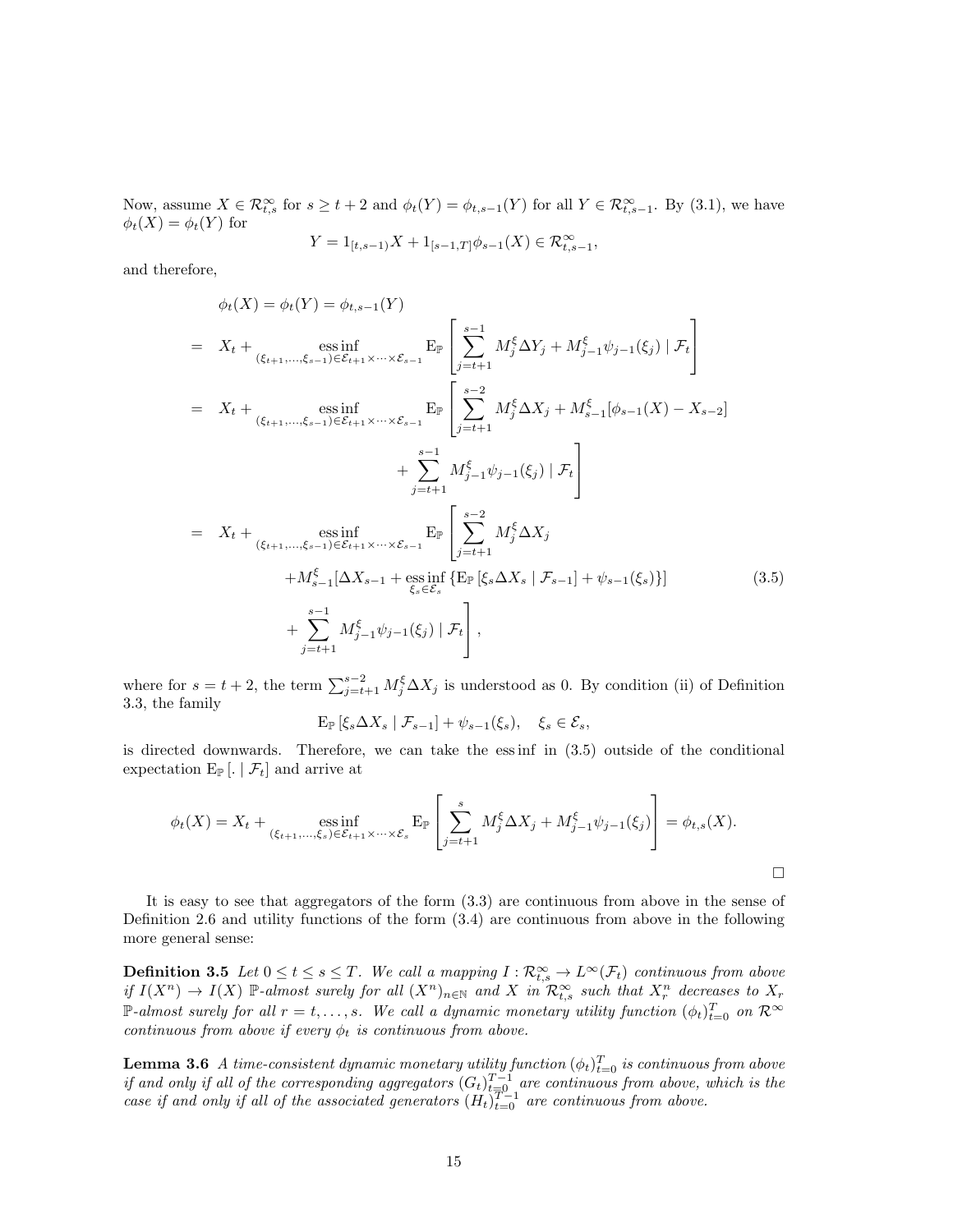Now, assume $X \in \mathcal{R}^\infty_{t,s}$ for $s \geq t+2$ and $\phi_t(Y) = \phi_{t,s-1}(Y)$ for all $Y \in \mathcal{R}^\infty_{t,s-1}$. By (3.1), we have $\phi_t(X) = \phi_t(Y)$ for

$$Y = 1_{[t,s-1)} X + 1_{[s-1,T]} \phi_{s-1}(X) \in \mathcal{R}^\infty_{t,s-1},$$

and therefore,

$$\begin{aligned}
&\phi_t(X) = \phi_t(Y) = \phi_{t,s-1}(Y) \\
&= X_t + \operatorname*{ess\,inf}_{(\xi_{t+1},\dots,\xi_{s-1}) \in \mathcal{E}_{t+1} \times \dots \times \mathcal{E}_{s-1}} \mathrm{E}_{\mathbb{P}} \left[ \sum_{j=t+1}^{s-1} M^\xi_j \Delta Y_j + M^\xi_{j-1} \psi_{j-1}(\xi_j) \mid \mathcal{F}_t \right] \\
&= X_t + \operatorname*{ess\,inf}_{(\xi_{t+1},\dots,\xi_{s-1}) \in \mathcal{E}_{t+1} \times \dots \times \mathcal{E}_{s-1}} \mathrm{E}_{\mathbb{P}} \left[ \sum_{j=t+1}^{s-2} M^\xi_j \Delta X_j + M^\xi_{s-1} [\phi_{s-1}(X) - X_{s-2}] \right. \\
&\qquad\qquad \left. + \sum_{j=t+1}^{s-1} M^\xi_{j-1} \psi_{j-1}(\xi_j) \mid \mathcal{F}_t \right] \\
&= X_t + \operatorname*{ess\,inf}_{(\xi_{t+1},\dots,\xi_{s-1}) \in \mathcal{E}_{t+1} \times \dots \times \mathcal{E}_{s-1}} \mathrm{E}_{\mathbb{P}} \left[ \sum_{j=t+1}^{s-2} M^\xi_j \Delta X_j \right. \\
&\qquad + M^\xi_{s-1} [\Delta X_{s-1} + \operatorname*{ess\,inf}_{\xi_s \in \mathcal{E}_s} \{ \mathrm{E}_{\mathbb{P}} [\xi_s \Delta X_s \mid \mathcal{F}_{s-1}] + \psi_{s-1}(\xi_s) \}] \qquad (3.5) \\
&\qquad \left. + \sum_{j=t+1}^{s-1} M^\xi_{j-1} \psi_{j-1}(\xi_j) \mid \mathcal{F}_t \right],
\end{aligned}$$

where for $s = t+2$, the term $\sum_{j=t+1}^{s-2} M^\xi_j \Delta X_j$ is understood as 0. By condition (ii) of Definition 3.3, the family

$$\mathrm{E}_{\mathbb{P}} [\xi_s \Delta X_s \mid \mathcal{F}_{s-1}] + \psi_{s-1}(\xi_s), \quad \xi_s \in \mathcal{E}_s,$$

is directed downwards. Therefore, we can take the ess inf in (3.5) outside of the conditional expectation $\mathrm{E}_{\mathbb{P}} [. \mid \mathcal{F}_t]$ and arrive at

$$\phi_t(X) = X_t + \operatorname*{ess\,inf}_{(\xi_{t+1},\dots,\xi_s) \in \mathcal{E}_{t+1} \times \dots \times \mathcal{E}_s} \mathrm{E}_{\mathbb{P}} \left[ \sum_{j=t+1}^{s} M^\xi_j \Delta X_j + M^\xi_{j-1} \psi_{j-1}(\xi_j) \right] = \phi_{t,s}(X).$$

□

It is easy to see that aggregators of the form (3.3) are continuous from above in the sense of Definition 2.6 and utility functions of the form (3.4) are continuous from above in the following more general sense:

**Definition 3.5** *Let $0 \leq t \leq s \leq T$. We call a mapping $I : \mathcal{R}^\infty_{t,s} \to L^\infty(\mathcal{F}_t)$ continuous from above if $I(X^n) \to I(X)$ $\mathbb{P}$-almost surely for all $(X^n)_{n \in \mathbb{N}}$ and $X$ in $\mathcal{R}^\infty_{t,s}$ such that $X^n_r$ decreases to $X_r$ $\mathbb{P}$-almost surely for all $r = t, \dots, s$. We call a dynamic monetary utility function $(\phi_t)_{t=0}^T$ on $\mathcal{R}^\infty$ continuous from above if every $\phi_t$ is continuous from above.*

**Lemma 3.6** *A time-consistent dynamic monetary utility function $(\phi_t)_{t=0}^T$ is continuous from above if and only if all of the corresponding aggregators $(G_t)_{t=0}^{T-1}$ are continuous from above, which is the case if and only if all of the associated generators $(H_t)_{t=0}^{T-1}$ are continuous from above.*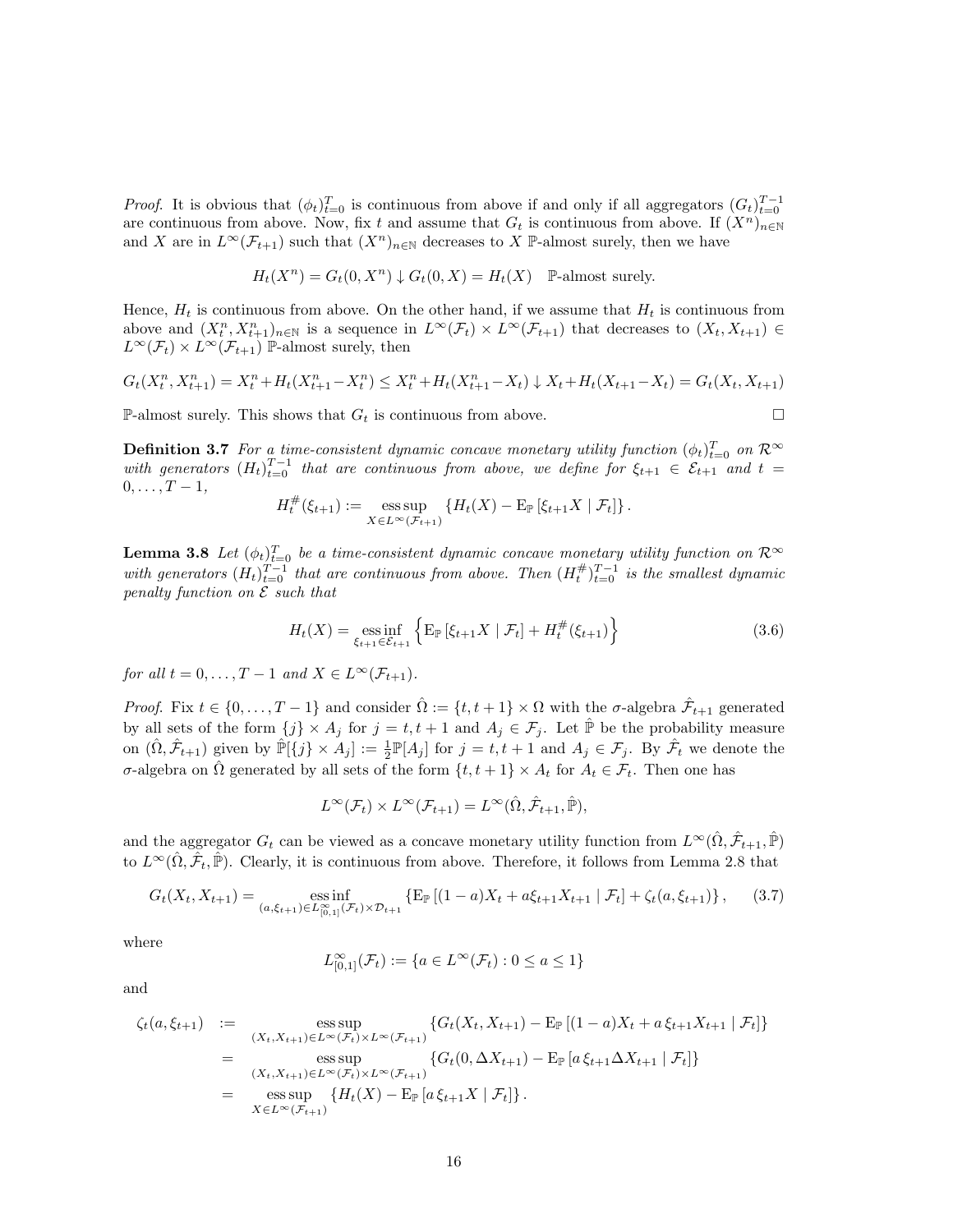*Proof.* It is obvious that $(\phi_t)_{t=0}^T$ is continuous from above if and only if all aggregators $(G_t)_{t=0}^{T-1}$ are continuous from above. Now, fix $t$ and assume that $G_t$ is continuous from above. If $(X^n)_{n\in\mathbb{N}}$ and $X$ are in $L^\infty(\mathcal{F}_{t+1})$ such that $(X^n)_{n\in\mathbb{N}}$ decreases to $X$ $\mathbb{P}$-almost surely, then we have

$$H_t(X^n) = G_t(0, X^n) \downarrow G_t(0, X) = H_t(X) \quad \mathbb{P}\text{-almost surely.}$$

Hence, $H_t$ is continuous from above. On the other hand, if we assume that $H_t$ is continuous from above and $(X_t^n, X_{t+1}^n)_{n\in\mathbb{N}}$ is a sequence in $L^\infty(\mathcal{F}_t) \times L^\infty(\mathcal{F}_{t+1})$ that decreases to $(X_t, X_{t+1}) \in L^\infty(\mathcal{F}_t) \times L^\infty(\mathcal{F}_{t+1})$ $\mathbb{P}$-almost surely, then

$$G_t(X_t^n, X_{t+1}^n) = X_t^n + H_t(X_{t+1}^n - X_t^n) \leq X_t^n + H_t(X_{t+1}^n - X_t) \downarrow X_t + H_t(X_{t+1} - X_t) = G_t(X_t, X_{t+1})$$

$\mathbb{P}$-almost surely. This shows that $G_t$ is continuous from above. $\square$

**Definition 3.7** *For a time-consistent dynamic concave monetary utility function $(\phi_t)_{t=0}^T$ on $\mathcal{R}^\infty$ with generators $(H_t)_{t=0}^{T-1}$ that are continuous from above, we define for $\xi_{t+1} \in \mathcal{E}_{t+1}$ and $t = 0, \dots, T-1$,*

$$H_t^\#(\xi_{t+1}) := \operatorname*{ess\,sup}_{X \in L^\infty(\mathcal{F}_{t+1})} \left\{ H_t(X) - \mathrm{E}_\mathbb{P}\left[\xi_{t+1} X \mid \mathcal{F}_t\right] \right\}.$$

**Lemma 3.8** *Let $(\phi_t)_{t=0}^T$ be a time-consistent dynamic concave monetary utility function on $\mathcal{R}^\infty$ with generators $(H_t)_{t=0}^{T-1}$ that are continuous from above. Then $(H_t^\#)_{t=0}^{T-1}$ is the smallest dynamic penalty function on $\mathcal{E}$ such that*

$$H_t(X) = \operatorname*{ess\,inf}_{\xi_{t+1} \in \mathcal{E}_{t+1}} \left\{ \mathrm{E}_\mathbb{P}\left[\xi_{t+1} X \mid \mathcal{F}_t\right] + H_t^\#(\xi_{t+1}) \right\} \tag{3.6}$$

*for all $t = 0, \dots, T-1$ and $X \in L^\infty(\mathcal{F}_{t+1})$.*

*Proof.* Fix $t \in \{0, \dots, T-1\}$ and consider $\hat{\Omega} := \{t, t+1\} \times \Omega$ with the $\sigma$-algebra $\hat{\mathcal{F}}_{t+1}$ generated by all sets of the form $\{j\} \times A_j$ for $j = t, t+1$ and $A_j \in \mathcal{F}_j$. Let $\hat{\mathbb{P}}$ be the probability measure on $(\hat{\Omega}, \hat{\mathcal{F}}_{t+1})$ given by $\hat{\mathbb{P}}[\{j\} \times A_j] := \frac{1}{2}\mathbb{P}[A_j]$ for $j = t, t+1$ and $A_j \in \mathcal{F}_j$. By $\hat{\mathcal{F}}_t$ we denote the $\sigma$-algebra on $\hat{\Omega}$ generated by all sets of the form $\{t, t+1\} \times A_t$ for $A_t \in \mathcal{F}_t$. Then one has

$$L^\infty(\mathcal{F}_t) \times L^\infty(\mathcal{F}_{t+1}) = L^\infty(\hat{\Omega}, \hat{\mathcal{F}}_{t+1}, \hat{\mathbb{P}}),$$

and the aggregator $G_t$ can be viewed as a concave monetary utility function from $L^\infty(\hat{\Omega}, \hat{\mathcal{F}}_{t+1}, \hat{\mathbb{P}})$ to $L^\infty(\hat{\Omega}, \hat{\mathcal{F}}_t, \hat{\mathbb{P}})$. Clearly, it is continuous from above. Therefore, it follows from Lemma 2.8 that

$$G_t(X_t, X_{t+1}) = \operatorname*{ess\,inf}_{(a, \xi_{t+1}) \in L^\infty_{[0,1]}(\mathcal{F}_t) \times \mathcal{D}_{t+1}} \left\{ \mathrm{E}_\mathbb{P}\left[(1-a)X_t + a\xi_{t+1}X_{t+1} \mid \mathcal{F}_t\right] + \zeta_t(a, \xi_{t+1}) \right\}, \tag{3.7}$$

where

$$L^\infty_{[0,1]}(\mathcal{F}_t) := \{a \in L^\infty(\mathcal{F}_t) : 0 \leq a \leq 1\}$$

and

$$\begin{aligned}
\zeta_t(a, \xi_{t+1}) \quad &:= \operatorname*{ess\,sup}_{(X_t, X_{t+1}) \in L^\infty(\mathcal{F}_t) \times L^\infty(\mathcal{F}_{t+1})} \left\{ G_t(X_t, X_{t+1}) - \mathrm{E}_\mathbb{P}\left[(1-a)X_t + a\,\xi_{t+1}X_{t+1} \mid \mathcal{F}_t\right] \right\} \\
&= \operatorname*{ess\,sup}_{(X_t, X_{t+1}) \in L^\infty(\mathcal{F}_t) \times L^\infty(\mathcal{F}_{t+1})} \left\{ G_t(0, \Delta X_{t+1}) - \mathrm{E}_\mathbb{P}\left[a\,\xi_{t+1}\Delta X_{t+1} \mid \mathcal{F}_t\right] \right\} \\
&= \operatorname*{ess\,sup}_{X \in L^\infty(\mathcal{F}_{t+1})} \left\{ H_t(X) - \mathrm{E}_\mathbb{P}\left[a\,\xi_{t+1}X \mid \mathcal{F}_t\right] \right\}.
\end{aligned}$$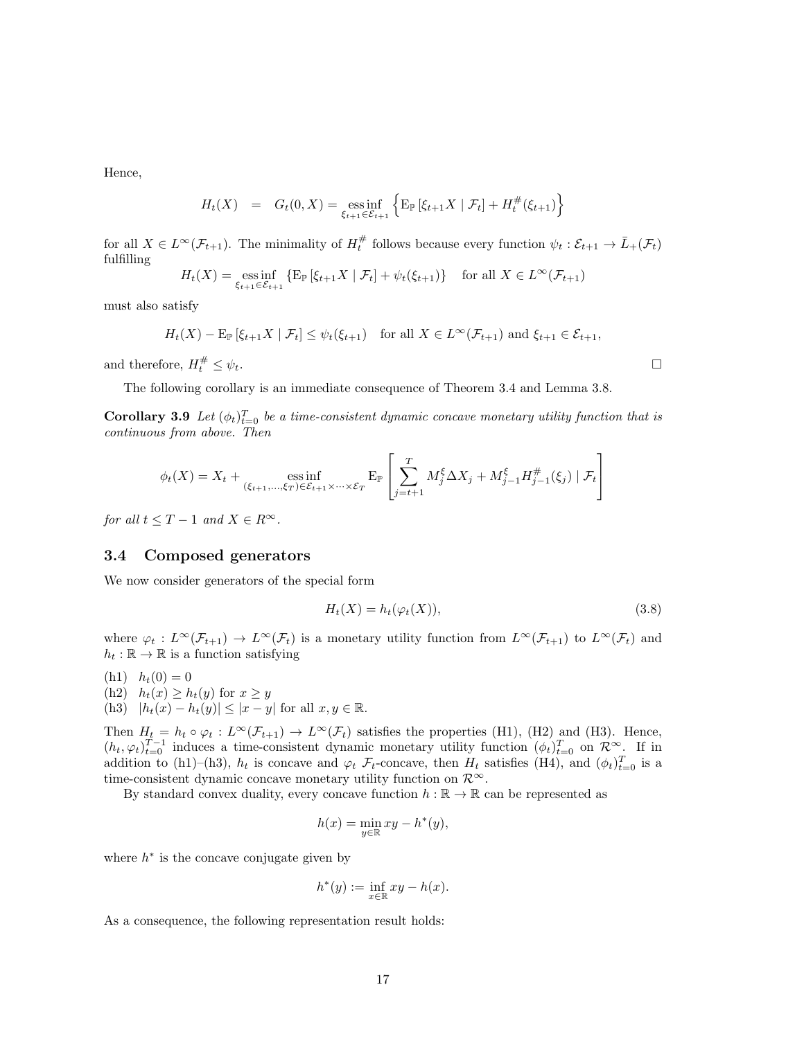Hence,

$$H_t(X) \;=\; G_t(0, X) = \operatorname*{ess\,inf}_{\xi_{t+1} \in \mathcal{E}_{t+1}} \left\{ \mathrm{E}_{\mathbb{P}}\left[\xi_{t+1} X \mid \mathcal{F}_t\right] + H_t^{\#}(\xi_{t+1}) \right\}$$

for all $X \in L^\infty(\mathcal{F}_{t+1})$. The minimality of $H_t^{\#}$ follows because every function $\psi_t : \mathcal{E}_{t+1} \to \bar{L}_+(\mathcal{F}_t)$ fulfilling

$$H_t(X) = \operatorname*{ess\,inf}_{\xi_{t+1} \in \mathcal{E}_{t+1}} \left\{ \mathrm{E}_{\mathbb{P}}\left[\xi_{t+1} X \mid \mathcal{F}_t\right] + \psi_t(\xi_{t+1}) \right\} \quad \text{for all } X \in L^\infty(\mathcal{F}_{t+1})$$

must also satisfy

$$H_t(X) - \mathrm{E}_{\mathbb{P}}\left[\xi_{t+1} X \mid \mathcal{F}_t\right] \leq \psi_t(\xi_{t+1}) \quad \text{for all } X \in L^\infty(\mathcal{F}_{t+1}) \text{ and } \xi_{t+1} \in \mathcal{E}_{t+1},$$

and therefore, $H_t^{\#} \leq \psi_t$. □

The following corollary is an immediate consequence of Theorem 3.4 and Lemma 3.8.

**Corollary 3.9** *Let $(\phi_t)_{t=0}^T$ be a time-consistent dynamic concave monetary utility function that is continuous from above. Then*

$$\phi_t(X) = X_t + \operatorname*{ess\,inf}_{(\xi_{t+1}, \dots, \xi_T) \in \mathcal{E}_{t+1} \times \dots \times \mathcal{E}_T} \mathrm{E}_{\mathbb{P}}\left[ \sum_{j=t+1}^T M_j^\xi \Delta X_j + M_{j-1}^\xi H_{j-1}^{\#}(\xi_j) \mid \mathcal{F}_t \right]$$

*for all $t \leq T-1$ and $X \in R^\infty$.*

### 3.4 Composed generators

We now consider generators of the special form

$$H_t(X) = h_t(\varphi_t(X)), \tag{3.8}$$

where $\varphi_t : L^\infty(\mathcal{F}_{t+1}) \to L^\infty(\mathcal{F}_t)$ is a monetary utility function from $L^\infty(\mathcal{F}_{t+1})$ to $L^\infty(\mathcal{F}_t)$ and $h_t : \mathbb{R} \to \mathbb{R}$ is a function satisfying

(h1) $h_t(0) = 0$
(h2) $h_t(x) \geq h_t(y)$ for $x \geq y$
(h3) $|h_t(x) - h_t(y)| \leq |x - y|$ for all $x, y \in \mathbb{R}$.

Then $H_t = h_t \circ \varphi_t : L^\infty(\mathcal{F}_{t+1}) \to L^\infty(\mathcal{F}_t)$ satisfies the properties (H1), (H2) and (H3). Hence, $(h_t, \varphi_t)_{t=0}^{T-1}$ induces a time-consistent dynamic monetary utility function $(\phi_t)_{t=0}^T$ on $\mathcal{R}^\infty$. If in addition to (h1)–(h3), $h_t$ is concave and $\varphi_t$ $\mathcal{F}_t$-concave, then $H_t$ satisfies (H4), and $(\phi_t)_{t=0}^T$ is a time-consistent dynamic concave monetary utility function on $\mathcal{R}^\infty$.

By standard convex duality, every concave function $h : \mathbb{R} \to \mathbb{R}$ can be represented as

$$h(x) = \min_{y \in \mathbb{R}} xy - h^*(y),$$

where $h^*$ is the concave conjugate given by

$$h^*(y) := \inf_{x \in \mathbb{R}} xy - h(x).$$

As a consequence, the following representation result holds: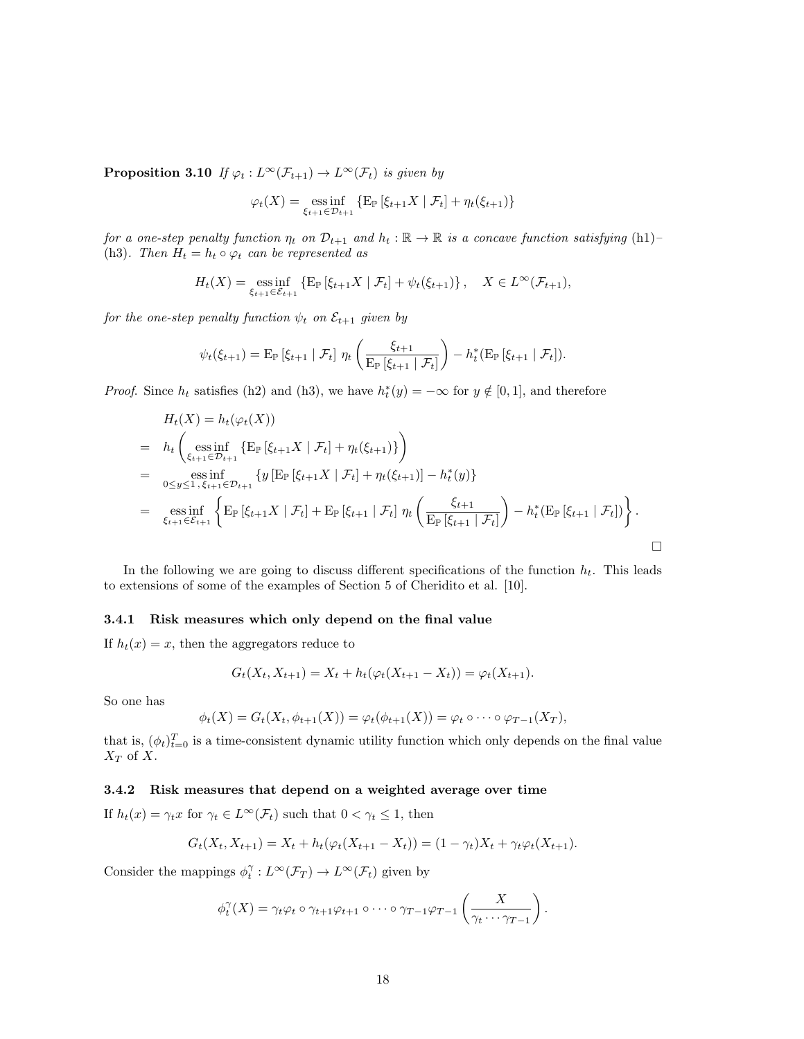**Proposition 3.10** *If $\varphi_t : L^\infty(\mathcal{F}_{t+1}) \to L^\infty(\mathcal{F}_t)$ is given by*

$$\varphi_t(X) = \operatorname*{ess\,inf}_{\xi_{t+1} \in \mathcal{D}_{t+1}} \left\{ \mathrm{E}_{\mathbb{P}}\left[\xi_{t+1} X \mid \mathcal{F}_t\right] + \eta_t(\xi_{t+1}) \right\}$$

*for a one-step penalty function $\eta_t$ on $\mathcal{D}_{t+1}$ and $h_t : \mathbb{R} \to \mathbb{R}$ is a concave function satisfying* (h1)–(h3)*. Then $H_t = h_t \circ \varphi_t$ can be represented as*

$$H_t(X) = \operatorname*{ess\,inf}_{\xi_{t+1} \in \mathcal{E}_{t+1}} \left\{ \mathrm{E}_{\mathbb{P}}\left[\xi_{t+1} X \mid \mathcal{F}_t\right] + \psi_t(\xi_{t+1}) \right\}, \quad X \in L^\infty(\mathcal{F}_{t+1}),$$

*for the one-step penalty function $\psi_t$ on $\mathcal{E}_{t+1}$ given by*

$$\psi_t(\xi_{t+1}) = \mathrm{E}_{\mathbb{P}}\left[\xi_{t+1} \mid \mathcal{F}_t\right] \, \eta_t\left( \frac{\xi_{t+1}}{\mathrm{E}_{\mathbb{P}}\left[\xi_{t+1} \mid \mathcal{F}_t\right]} \right) - h_t^*(\mathrm{E}_{\mathbb{P}}\left[\xi_{t+1} \mid \mathcal{F}_t\right]).$$

*Proof.* Since $h_t$ satisfies (h2) and (h3), we have $h_t^*(y) = -\infty$ for $y \notin [0,1]$, and therefore

$$\begin{aligned}
& H_t(X) = h_t(\varphi_t(X)) \\
= \;& h_t\left( \operatorname*{ess\,inf}_{\xi_{t+1} \in \mathcal{D}_{t+1}} \left\{ \mathrm{E}_{\mathbb{P}}\left[\xi_{t+1} X \mid \mathcal{F}_t\right] + \eta_t(\xi_{t+1}) \right\} \right) \\
= \;& \operatorname*{ess\,inf}_{0 \le y \le 1,\, \xi_{t+1} \in \mathcal{D}_{t+1}} \left\{ y \left[ \mathrm{E}_{\mathbb{P}}\left[\xi_{t+1} X \mid \mathcal{F}_t\right] + \eta_t(\xi_{t+1}) \right] - h_t^*(y) \right\} \\
= \;& \operatorname*{ess\,inf}_{\xi_{t+1} \in \mathcal{E}_{t+1}} \left\{ \mathrm{E}_{\mathbb{P}}\left[\xi_{t+1} X \mid \mathcal{F}_t\right] + \mathrm{E}_{\mathbb{P}}\left[\xi_{t+1} \mid \mathcal{F}_t\right] \, \eta_t\left( \frac{\xi_{t+1}}{\mathrm{E}_{\mathbb{P}}\left[\xi_{t+1} \mid \mathcal{F}_t\right]} \right) - h_t^*(\mathrm{E}_{\mathbb{P}}\left[\xi_{t+1} \mid \mathcal{F}_t\right]) \right\}.
\end{aligned}$$

□

In the following we are going to discuss different specifications of the function $h_t$. This leads to extensions of some of the examples of Section 5 of Cheridito et al. [10].

### 3.4.1 Risk measures which only depend on the final value

If $h_t(x) = x$, then the aggregators reduce to

$$G_t(X_t, X_{t+1}) = X_t + h_t(\varphi_t(X_{t+1} - X_t)) = \varphi_t(X_{t+1}).$$

So one has

$$\phi_t(X) = G_t(X_t, \phi_{t+1}(X)) = \varphi_t(\phi_{t+1}(X)) = \varphi_t \circ \cdots \circ \varphi_{T-1}(X_T),$$

that is, $(\phi_t)_{t=0}^T$ is a time-consistent dynamic utility function which only depends on the final value $X_T$ of $X$.

### 3.4.2 Risk measures that depend on a weighted average over time

If $h_t(x) = \gamma_t x$ for $\gamma_t \in L^\infty(\mathcal{F}_t)$ such that $0 < \gamma_t \le 1$, then

$$G_t(X_t, X_{t+1}) = X_t + h_t(\varphi_t(X_{t+1} - X_t)) = (1 - \gamma_t) X_t + \gamma_t \varphi_t(X_{t+1}).$$

Consider the mappings $\phi_t^\gamma : L^\infty(\mathcal{F}_T) \to L^\infty(\mathcal{F}_t)$ given by

$$\phi_t^\gamma(X) = \gamma_t \varphi_t \circ \gamma_{t+1} \varphi_{t+1} \circ \cdots \circ \gamma_{T-1} \varphi_{T-1}\left( \frac{X}{\gamma_t \cdots \gamma_{T-1}} \right).$$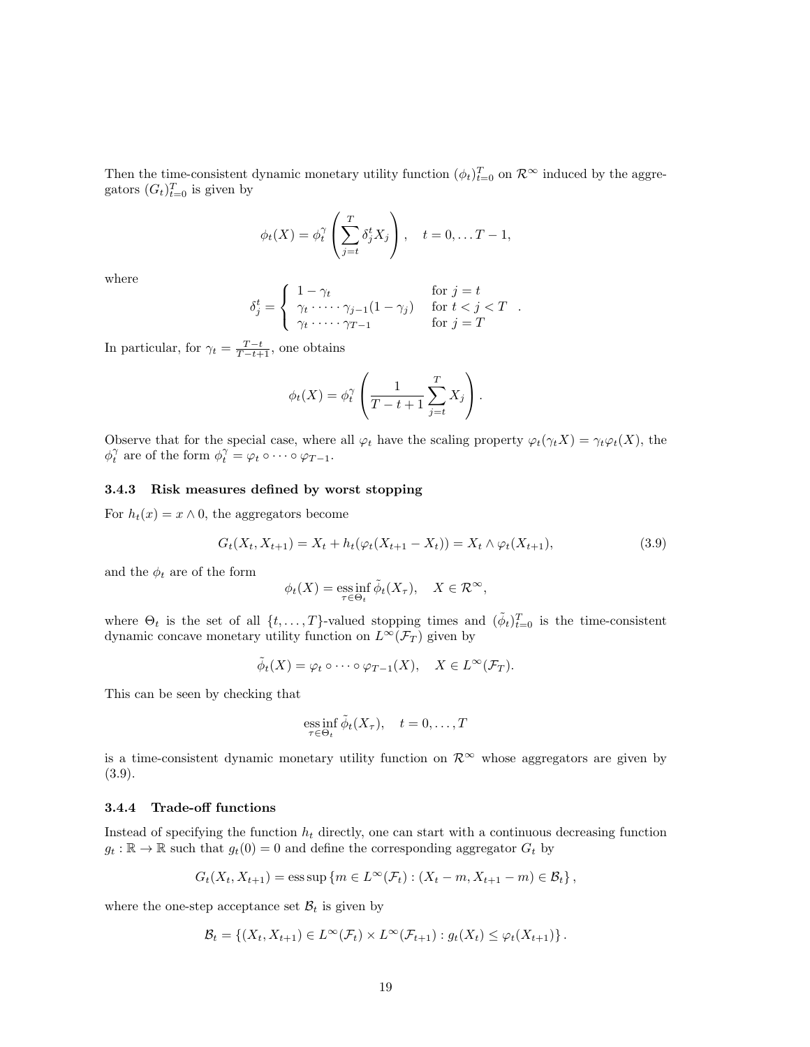Then the time-consistent dynamic monetary utility function $(\phi_t)_{t=0}^T$ on $\mathcal{R}^\infty$ induced by the aggregators $(G_t)_{t=0}^T$ is given by

$$\phi_t(X) = \phi_t^\gamma \left( \sum_{j=t}^{T} \delta_j^t X_j \right), \quad t = 0, \ldots T-1,$$

where

$$\delta_j^t = \begin{cases} 1 - \gamma_t & \text{for } j = t \\ \gamma_t \cdot \dots \cdot \gamma_{j-1}(1-\gamma_j) & \text{for } t < j < T \\ \gamma_t \cdot \dots \cdot \gamma_{T-1} & \text{for } j = T \end{cases} .$$

In particular, for $\gamma_t = \frac{T-t}{T-t+1}$, one obtains

$$\phi_t(X) = \phi_t^\gamma \left( \frac{1}{T-t+1} \sum_{j=t}^{T} X_j \right).$$

Observe that for the special case, where all $\varphi_t$ have the scaling property $\varphi_t(\gamma_t X) = \gamma_t \varphi_t(X)$, the $\phi_t^\gamma$ are of the form $\phi_t^\gamma = \varphi_t \circ \cdots \circ \varphi_{T-1}$.

### 3.4.3 Risk measures defined by worst stopping

For $h_t(x) = x \wedge 0$, the aggregators become

$$G_t(X_t, X_{t+1}) = X_t + h_t(\varphi_t(X_{t+1} - X_t)) = X_t \wedge \varphi_t(X_{t+1}), \tag{3.9}$$

and the $\phi_t$ are of the form

$$\phi_t(X) = \operatorname*{ess\,inf}_{\tau \in \Theta_t} \tilde{\phi}_t(X_\tau), \quad X \in \mathcal{R}^\infty,$$

where $\Theta_t$ is the set of all $\{t, \ldots, T\}$-valued stopping times and $(\tilde{\phi}_t)_{t=0}^T$ is the time-consistent dynamic concave monetary utility function on $L^\infty(\mathcal{F}_T)$ given by

$$\tilde{\phi}_t(X) = \varphi_t \circ \cdots \circ \varphi_{T-1}(X), \quad X \in L^\infty(\mathcal{F}_T).$$

This can be seen by checking that

$$\operatorname*{ess\,inf}_{\tau \in \Theta_t} \tilde{\phi}_t(X_\tau), \quad t = 0, \ldots, T$$

is a time-consistent dynamic monetary utility function on $\mathcal{R}^\infty$ whose aggregators are given by (3.9).

### 3.4.4 Trade-off functions

Instead of specifying the function $h_t$ directly, one can start with a continuous decreasing function $g_t : \mathbb{R} \to \mathbb{R}$ such that $g_t(0) = 0$ and define the corresponding aggregator $G_t$ by

$$G_t(X_t, X_{t+1}) = \operatorname{ess\,sup} \left\{ m \in L^\infty(\mathcal{F}_t) : (X_t - m, X_{t+1} - m) \in \mathcal{B}_t \right\},$$

where the one-step acceptance set $\mathcal{B}_t$ is given by

$$\mathcal{B}_t = \left\{ (X_t, X_{t+1}) \in L^\infty(\mathcal{F}_t) \times L^\infty(\mathcal{F}_{t+1}) : g_t(X_t) \le \varphi_t(X_{t+1}) \right\}.$$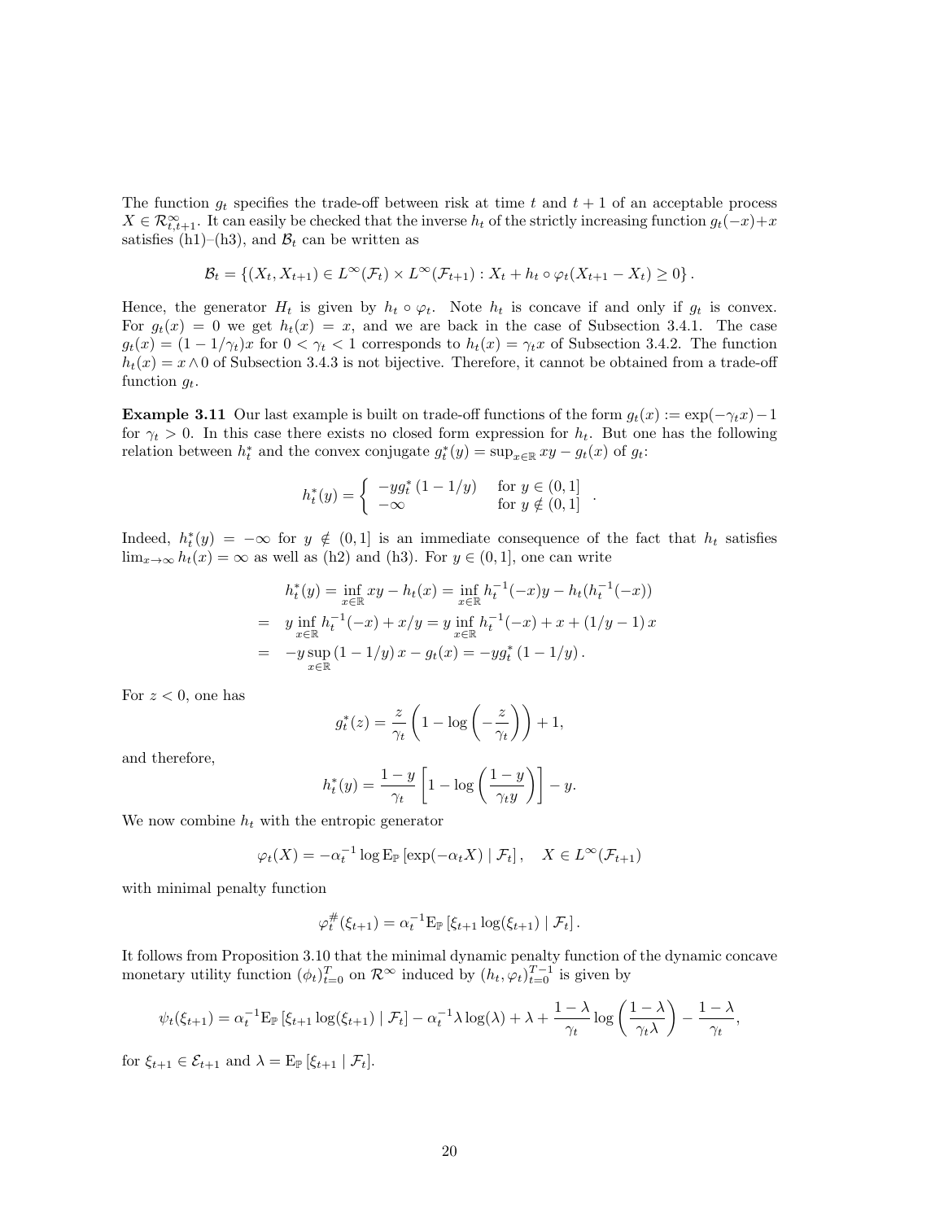The function $g_t$ specifies the trade-off between risk at time $t$ and $t+1$ of an acceptable process $X \in \mathcal{R}^\infty_{t,t+1}$. It can easily be checked that the inverse $h_t$ of the strictly increasing function $g_t(-x)+x$ satisfies (h1)–(h3), and $\mathcal{B}_t$ can be written as

$$\mathcal{B}_t = \left\{(X_t, X_{t+1}) \in L^\infty(\mathcal{F}_t) \times L^\infty(\mathcal{F}_{t+1}) : X_t + h_t \circ \varphi_t(X_{t+1} - X_t) \geq 0\right\}.$$

Hence, the generator $H_t$ is given by $h_t \circ \varphi_t$. Note $h_t$ is concave if and only if $g_t$ is convex. For $g_t(x) = 0$ we get $h_t(x) = x$, and we are back in the case of Subsection 3.4.1. The case $g_t(x) = (1 - 1/\gamma_t)x$ for $0 < \gamma_t < 1$ corresponds to $h_t(x) = \gamma_t x$ of Subsection 3.4.2. The function $h_t(x) = x \wedge 0$ of Subsection 3.4.3 is not bijective. Therefore, it cannot be obtained from a trade-off function $g_t$.

**Example 3.11** Our last example is built on trade-off functions of the form $g_t(x) := \exp(-\gamma_t x) - 1$ for $\gamma_t > 0$. In this case there exists no closed form expression for $h_t$. But one has the following relation between $h^*_t$ and the convex conjugate $g^*_t(y) = \sup_{x\in\mathbb{R}} xy - g_t(x)$ of $g_t$:

$$h^*_t(y) = \begin{cases} -y g^*_t(1 - 1/y) & \text{for } y \in (0,1] \\ -\infty & \text{for } y \notin (0,1] \end{cases}.$$

Indeed, $h^*_t(y) = -\infty$ for $y \notin (0,1]$ is an immediate consequence of the fact that $h_t$ satisfies $\lim_{x\to\infty} h_t(x) = \infty$ as well as (h2) and (h3). For $y \in (0,1]$, one can write

$$\begin{aligned}
h^*_t(y) &= \inf_{x\in\mathbb{R}} xy - h_t(x) = \inf_{x\in\mathbb{R}} h_t^{-1}(-x)y - h_t(h_t^{-1}(-x)) \\
&= y \inf_{x\in\mathbb{R}} h_t^{-1}(-x) + x/y = y \inf_{x\in\mathbb{R}} h_t^{-1}(-x) + x + (1/y - 1)\,x \\
&= -y \sup_{x\in\mathbb{R}} (1 - 1/y)\,x - g_t(x) = -y g^*_t(1 - 1/y).
\end{aligned}$$

For $z < 0$, one has

$$g^*_t(z) = \frac{z}{\gamma_t}\left(1 - \log\left(-\frac{z}{\gamma_t}\right)\right) + 1,$$

and therefore,

$$h^*_t(y) = \frac{1-y}{\gamma_t}\left[1 - \log\left(\frac{1-y}{\gamma_t y}\right)\right] - y.$$

We now combine $h_t$ with the entropic generator

$$\varphi_t(X) = -\alpha_t^{-1} \log \mathrm{E}_\mathbb{P}\left[\exp(-\alpha_t X) \mid \mathcal{F}_t\right], \quad X \in L^\infty(\mathcal{F}_{t+1})$$

with minimal penalty function

$$\varphi^\#_t(\xi_{t+1}) = \alpha_t^{-1} \mathrm{E}_\mathbb{P}\left[\xi_{t+1} \log(\xi_{t+1}) \mid \mathcal{F}_t\right].$$

It follows from Proposition 3.10 that the minimal dynamic penalty function of the dynamic concave monetary utility function $(\phi_t)_{t=0}^T$ on $\mathcal{R}^\infty$ induced by $(h_t, \varphi_t)_{t=0}^{T-1}$ is given by

$$\psi_t(\xi_{t+1}) = \alpha_t^{-1} \mathrm{E}_\mathbb{P}\left[\xi_{t+1} \log(\xi_{t+1}) \mid \mathcal{F}_t\right] - \alpha_t^{-1} \lambda \log(\lambda) + \lambda + \frac{1-\lambda}{\gamma_t} \log\left(\frac{1-\lambda}{\gamma_t \lambda}\right) - \frac{1-\lambda}{\gamma_t},$$

for $\xi_{t+1} \in \mathcal{E}_{t+1}$ and $\lambda = \mathrm{E}_\mathbb{P}\left[\xi_{t+1} \mid \mathcal{F}_t\right]$.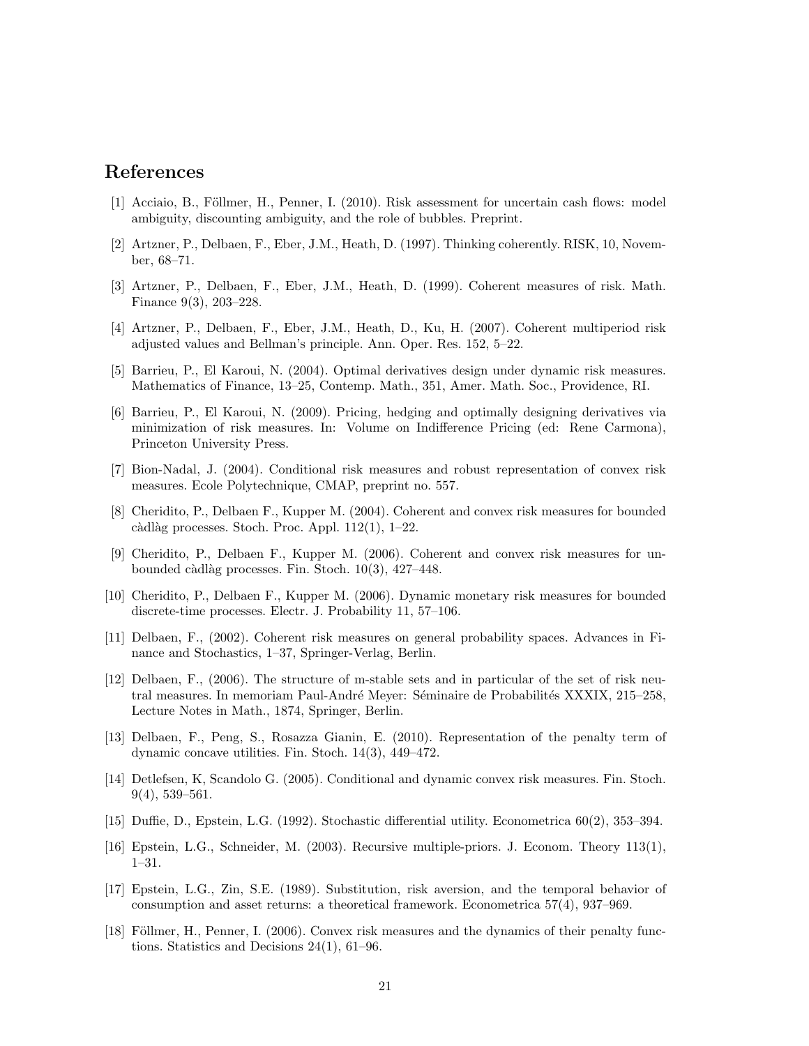# References

[1] Acciaio, B., Föllmer, H., Penner, I. (2010). Risk assessment for uncertain cash flows: model ambiguity, discounting ambiguity, and the role of bubbles. Preprint.

[2] Artzner, P., Delbaen, F., Eber, J.M., Heath, D. (1997). Thinking coherently. RISK, 10, November, 68–71.

[3] Artzner, P., Delbaen, F., Eber, J.M., Heath, D. (1999). Coherent measures of risk. Math. Finance 9(3), 203–228.

[4] Artzner, P., Delbaen, F., Eber, J.M., Heath, D., Ku, H. (2007). Coherent multiperiod risk adjusted values and Bellman's principle. Ann. Oper. Res. 152, 5–22.

[5] Barrieu, P., El Karoui, N. (2004). Optimal derivatives design under dynamic risk measures. Mathematics of Finance, 13–25, Contemp. Math., 351, Amer. Math. Soc., Providence, RI.

[6] Barrieu, P., El Karoui, N. (2009). Pricing, hedging and optimally designing derivatives via minimization of risk measures. In: Volume on Indifference Pricing (ed: Rene Carmona), Princeton University Press.

[7] Bion-Nadal, J. (2004). Conditional risk measures and robust representation of convex risk measures. Ecole Polytechnique, CMAP, preprint no. 557.

[8] Cheridito, P., Delbaen F., Kupper M. (2004). Coherent and convex risk measures for bounded càdlàg processes. Stoch. Proc. Appl. 112(1), 1–22.

[9] Cheridito, P., Delbaen F., Kupper M. (2006). Coherent and convex risk measures for unbounded càdlàg processes. Fin. Stoch. 10(3), 427–448.

[10] Cheridito, P., Delbaen F., Kupper M. (2006). Dynamic monetary risk measures for bounded discrete-time processes. Electr. J. Probability 11, 57–106.

[11] Delbaen, F., (2002). Coherent risk measures on general probability spaces. Advances in Finance and Stochastics, 1–37, Springer-Verlag, Berlin.

[12] Delbaen, F., (2006). The structure of m-stable sets and in particular of the set of risk neutral measures. In memoriam Paul-André Meyer: Séminaire de Probabilités XXXIX, 215–258, Lecture Notes in Math., 1874, Springer, Berlin.

[13] Delbaen, F., Peng, S., Rosazza Gianin, E. (2010). Representation of the penalty term of dynamic concave utilities. Fin. Stoch. 14(3), 449–472.

[14] Detlefsen, K, Scandolo G. (2005). Conditional and dynamic convex risk measures. Fin. Stoch. 9(4), 539–561.

[15] Duffie, D., Epstein, L.G. (1992). Stochastic differential utility. Econometrica 60(2), 353–394.

[16] Epstein, L.G., Schneider, M. (2003). Recursive multiple-priors. J. Econom. Theory 113(1), 1–31.

[17] Epstein, L.G., Zin, S.E. (1989). Substitution, risk aversion, and the temporal behavior of consumption and asset returns: a theoretical framework. Econometrica 57(4), 937–969.

[18] Föllmer, H., Penner, I. (2006). Convex risk measures and the dynamics of their penalty functions. Statistics and Decisions 24(1), 61–96.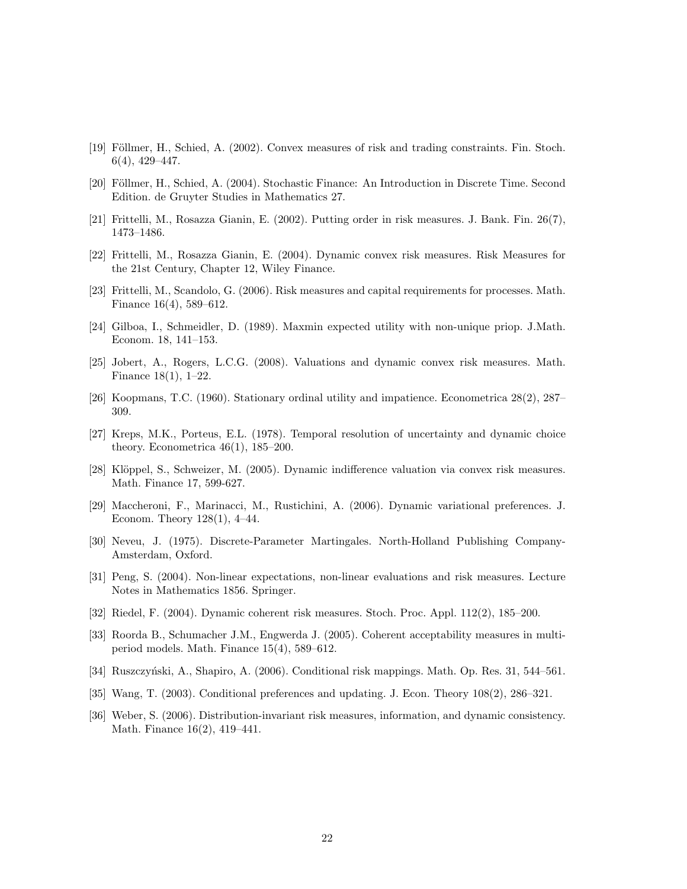[19] Föllmer, H., Schied, A. (2002). Convex measures of risk and trading constraints. Fin. Stoch. 6(4), 429–447.

[20] Föllmer, H., Schied, A. (2004). Stochastic Finance: An Introduction in Discrete Time. Second Edition. de Gruyter Studies in Mathematics 27.

[21] Frittelli, M., Rosazza Gianin, E. (2002). Putting order in risk measures. J. Bank. Fin. 26(7), 1473–1486.

[22] Frittelli, M., Rosazza Gianin, E. (2004). Dynamic convex risk measures. Risk Measures for the 21st Century, Chapter 12, Wiley Finance.

[23] Frittelli, M., Scandolo, G. (2006). Risk measures and capital requirements for processes. Math. Finance 16(4), 589–612.

[24] Gilboa, I., Schmeidler, D. (1989). Maxmin expected utility with non-unique priop. J.Math. Econom. 18, 141–153.

[25] Jobert, A., Rogers, L.C.G. (2008). Valuations and dynamic convex risk measures. Math. Finance 18(1), 1–22.

[26] Koopmans, T.C. (1960). Stationary ordinal utility and impatience. Econometrica 28(2), 287–309.

[27] Kreps, M.K., Porteus, E.L. (1978). Temporal resolution of uncertainty and dynamic choice theory. Econometrica 46(1), 185–200.

[28] Klöppel, S., Schweizer, M. (2005). Dynamic indifference valuation via convex risk measures. Math. Finance 17, 599-627.

[29] Maccheroni, F., Marinacci, M., Rustichini, A. (2006). Dynamic variational preferences. J. Econom. Theory 128(1), 4–44.

[30] Neveu, J. (1975). Discrete-Parameter Martingales. North-Holland Publishing Company-Amsterdam, Oxford.

[31] Peng, S. (2004). Non-linear expectations, non-linear evaluations and risk measures. Lecture Notes in Mathematics 1856. Springer.

[32] Riedel, F. (2004). Dynamic coherent risk measures. Stoch. Proc. Appl. 112(2), 185–200.

[33] Roorda B., Schumacher J.M., Engwerda J. (2005). Coherent acceptability measures in multiperiod models. Math. Finance 15(4), 589–612.

[34] Ruszczyński, A., Shapiro, A. (2006). Conditional risk mappings. Math. Op. Res. 31, 544–561.

[35] Wang, T. (2003). Conditional preferences and updating. J. Econ. Theory 108(2), 286–321.

[36] Weber, S. (2006). Distribution-invariant risk measures, information, and dynamic consistency. Math. Finance 16(2), 419–441.